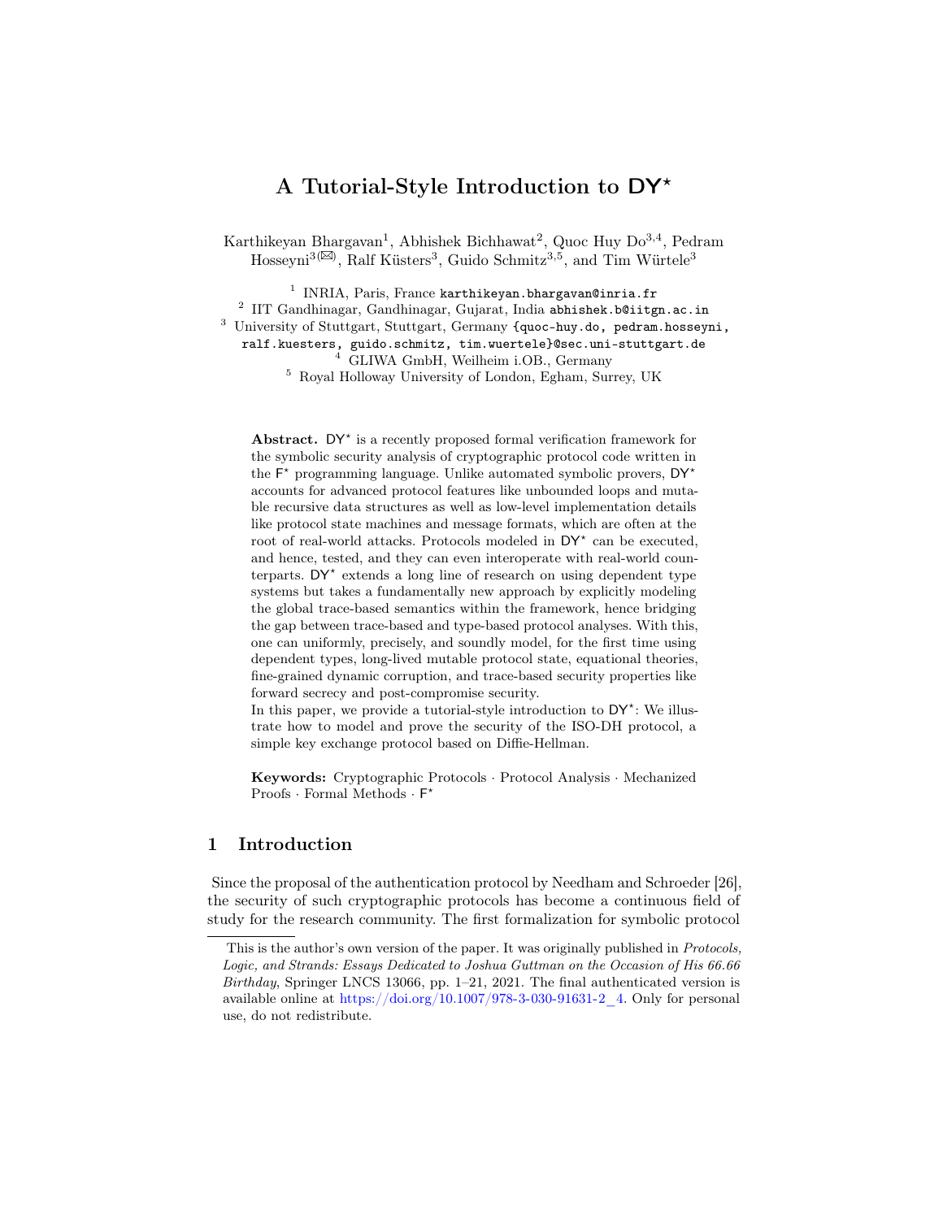# A Tutorial-Style Introduction to DY*

Karthikeyan Bhargavan[1], Abhishek Bichhawat[2], Quoc Huy Do[3,4], Pedram Hosseyni[3](✉), Ralf Küsters[3], Guido Schmitz[3,5], and Tim Würtele[3]

[1] INRIA, Paris, France karthikeyan.bhargavan@inria.fr
[2] IIT Gandhinagar, Gandhinagar, Gujarat, India abhishek.b@iitgn.ac.in
[3] University of Stuttgart, Stuttgart, Germany {quoc-huy.do, pedram.hosseyni, ralf.kuesters, guido.schmitz, tim.wuertele}@sec.uni-stuttgart.de
[4] GLIWA GmbH, Weilheim i.OB., Germany
[5] Royal Holloway University of London, Egham, Surrey, UK

**Abstract.** DY* is a recently proposed formal verification framework for the symbolic security analysis of cryptographic protocol code written in the F* programming language. Unlike automated symbolic provers, DY* accounts for advanced protocol features like unbounded loops and mutable recursive data structures as well as low-level implementation details like protocol state machines and message formats, which are often at the root of real-world attacks. Protocols modeled in DY* can be executed, and hence, tested, and they can even interoperate with real-world counterparts. DY* extends a long line of research on using dependent type systems but takes a fundamentally new approach by explicitly modeling the global trace-based semantics within the framework, hence bridging the gap between trace-based and type-based protocol analyses. With this, one can uniformly, precisely, and soundly model, for the first time using dependent types, long-lived mutable protocol state, equational theories, fine-grained dynamic corruption, and trace-based security properties like forward secrecy and post-compromise security.
In this paper, we provide a tutorial-style introduction to DY*: We illustrate how to model and prove the security of the ISO-DH protocol, a simple key exchange protocol based on Diffie-Hellman.

**Keywords:** Cryptographic Protocols · Protocol Analysis · Mechanized Proofs · Formal Methods · F*

## 1 Introduction

Since the proposal of the authentication protocol by Needham and Schroeder [26], the security of such cryptographic protocols has become a continuous field of study for the research community. The first formalization for symbolic protocol

---

This is the author's own version of the paper. It was originally published in *Protocols, Logic, and Strands: Essays Dedicated to Joshua Guttman on the Occasion of His 66.66 Birthday*, Springer LNCS 13066, pp. 1–21, 2021. The final authenticated version is available online at https://doi.org/10.1007/978-3-030-91631-2_4. Only for personal use, do not redistribute.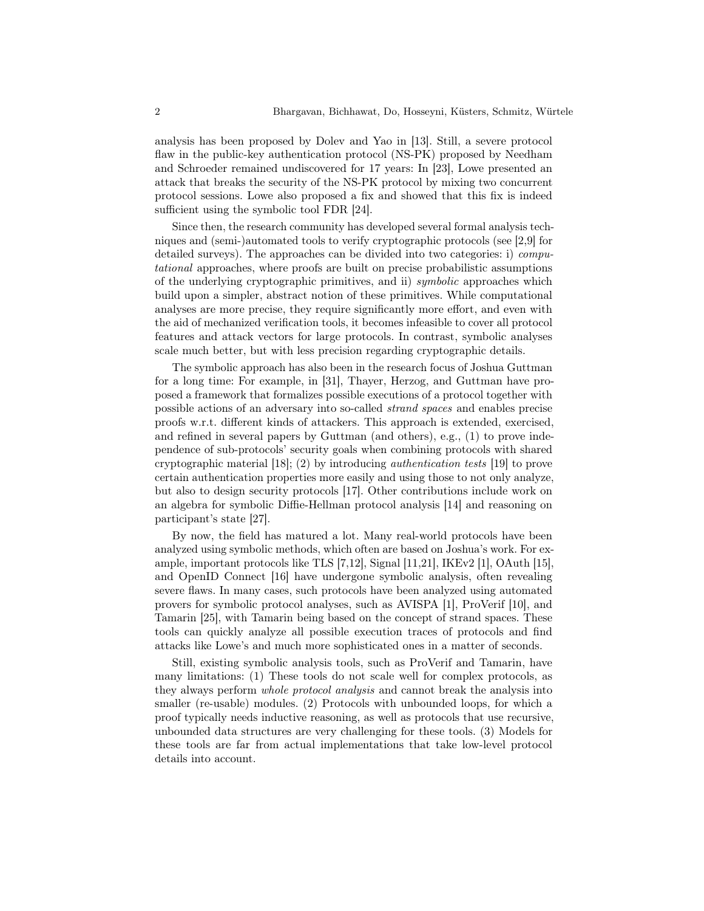analysis has been proposed by Dolev and Yao in [13]. Still, a severe protocol flaw in the public-key authentication protocol (NS-PK) proposed by Needham and Schroeder remained undiscovered for 17 years: In [23], Lowe presented an attack that breaks the security of the NS-PK protocol by mixing two concurrent protocol sessions. Lowe also proposed a fix and showed that this fix is indeed sufficient using the symbolic tool FDR [24].

Since then, the research community has developed several formal analysis techniques and (semi-)automated tools to verify cryptographic protocols (see [2,9] for detailed surveys). The approaches can be divided into two categories: i) *computational* approaches, where proofs are built on precise probabilistic assumptions of the underlying cryptographic primitives, and ii) *symbolic* approaches which build upon a simpler, abstract notion of these primitives. While computational analyses are more precise, they require significantly more effort, and even with the aid of mechanized verification tools, it becomes infeasible to cover all protocol features and attack vectors for large protocols. In contrast, symbolic analyses scale much better, but with less precision regarding cryptographic details.

The symbolic approach has also been in the research focus of Joshua Guttman for a long time: For example, in [31], Thayer, Herzog, and Guttman have proposed a framework that formalizes possible executions of a protocol together with possible actions of an adversary into so-called *strand spaces* and enables precise proofs w.r.t. different kinds of attackers. This approach is extended, exercised, and refined in several papers by Guttman (and others), e.g., (1) to prove independence of sub-protocols' security goals when combining protocols with shared cryptographic material [18]; (2) by introducing *authentication tests* [19] to prove certain authentication properties more easily and using those to not only analyze, but also to design security protocols [17]. Other contributions include work on an algebra for symbolic Diffie-Hellman protocol analysis [14] and reasoning on participant's state [27].

By now, the field has matured a lot. Many real-world protocols have been analyzed using symbolic methods, which often are based on Joshua's work. For example, important protocols like TLS [7,12], Signal [11,21], IKEv2 [1], OAuth [15], and OpenID Connect [16] have undergone symbolic analysis, often revealing severe flaws. In many cases, such protocols have been analyzed using automated provers for symbolic protocol analyses, such as AVISPA [1], ProVerif [10], and Tamarin [25], with Tamarin being based on the concept of strand spaces. These tools can quickly analyze all possible execution traces of protocols and find attacks like Lowe's and much more sophisticated ones in a matter of seconds.

Still, existing symbolic analysis tools, such as ProVerif and Tamarin, have many limitations: (1) These tools do not scale well for complex protocols, as they always perform *whole protocol analysis* and cannot break the analysis into smaller (re-usable) modules. (2) Protocols with unbounded loops, for which a proof typically needs inductive reasoning, as well as protocols that use recursive, unbounded data structures are very challenging for these tools. (3) Models for these tools are far from actual implementations that take low-level protocol details into account.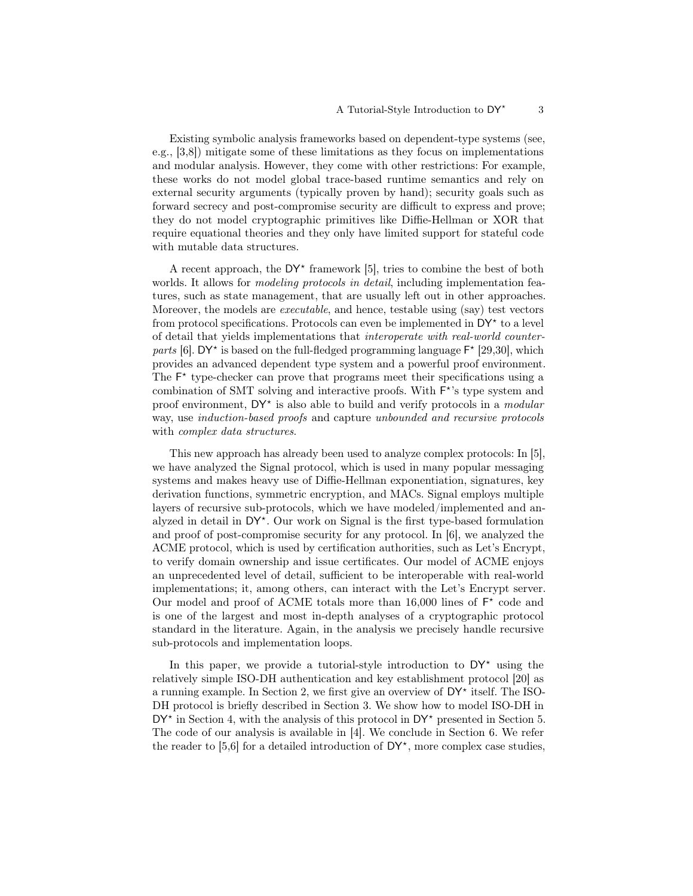Existing symbolic analysis frameworks based on dependent-type systems (see, e.g., [3,8]) mitigate some of these limitations as they focus on implementations and modular analysis. However, they come with other restrictions: For example, these works do not model global trace-based runtime semantics and rely on external security arguments (typically proven by hand); security goals such as forward secrecy and post-compromise security are difficult to express and prove; they do not model cryptographic primitives like Diffie-Hellman or XOR that require equational theories and they only have limited support for stateful code with mutable data structures.

A recent approach, the DY⋆ framework [5], tries to combine the best of both worlds. It allows for *modeling protocols in detail*, including implementation features, such as state management, that are usually left out in other approaches. Moreover, the models are *executable*, and hence, testable using (say) test vectors from protocol specifications. Protocols can even be implemented in DY⋆ to a level of detail that yields implementations that *interoperate with real-world counterparts* [6]. DY⋆ is based on the full-fledged programming language F⋆ [29,30], which provides an advanced dependent type system and a powerful proof environment. The F⋆ type-checker can prove that programs meet their specifications using a combination of SMT solving and interactive proofs. With F⋆'s type system and proof environment, DY⋆ is also able to build and verify protocols in a *modular* way, use *induction-based proofs* and capture *unbounded and recursive protocols* with *complex data structures*.

This new approach has already been used to analyze complex protocols: In [5], we have analyzed the Signal protocol, which is used in many popular messaging systems and makes heavy use of Diffie-Hellman exponentiation, signatures, key derivation functions, symmetric encryption, and MACs. Signal employs multiple layers of recursive sub-protocols, which we have modeled/implemented and analyzed in detail in DY⋆. Our work on Signal is the first type-based formulation and proof of post-compromise security for any protocol. In [6], we analyzed the ACME protocol, which is used by certification authorities, such as Let's Encrypt, to verify domain ownership and issue certificates. Our model of ACME enjoys an unprecedented level of detail, sufficient to be interoperable with real-world implementations; it, among others, can interact with the Let's Encrypt server. Our model and proof of ACME totals more than 16,000 lines of F⋆ code and is one of the largest and most in-depth analyses of a cryptographic protocol standard in the literature. Again, in the analysis we precisely handle recursive sub-protocols and implementation loops.

In this paper, we provide a tutorial-style introduction to DY⋆ using the relatively simple ISO-DH authentication and key establishment protocol [20] as a running example. In Section 2, we first give an overview of DY⋆ itself. The ISO-DH protocol is briefly described in Section 3. We show how to model ISO-DH in DY⋆ in Section 4, with the analysis of this protocol in DY⋆ presented in Section 5. The code of our analysis is available in [4]. We conclude in Section 6. We refer the reader to [5,6] for a detailed introduction of DY⋆, more complex case studies,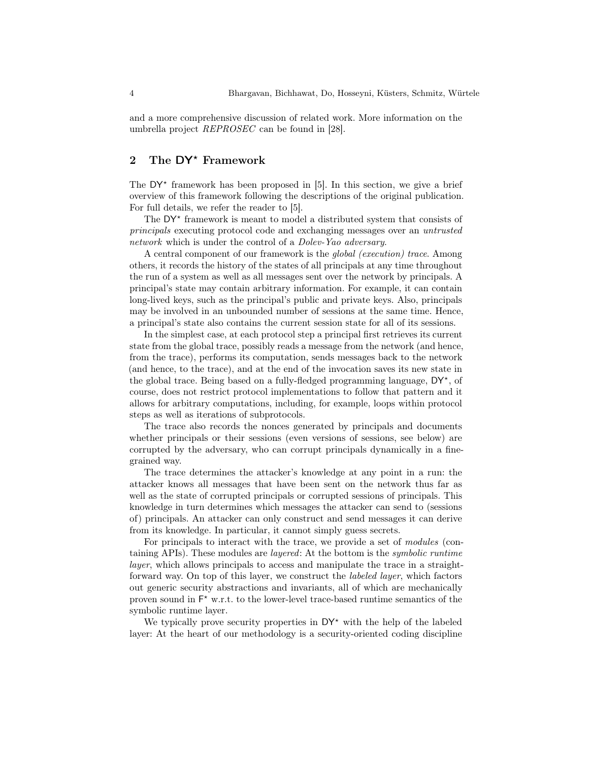and a more comprehensive discussion of related work. More information on the umbrella project *REPROSEC* can be found in [28].

## 2 The DY⋆ Framework

The DY⋆ framework has been proposed in [5]. In this section, we give a brief overview of this framework following the descriptions of the original publication. For full details, we refer the reader to [5].

The DY⋆ framework is meant to model a distributed system that consists of *principals* executing protocol code and exchanging messages over an *untrusted network* which is under the control of a *Dolev-Yao adversary*.

A central component of our framework is the *global (execution) trace*. Among others, it records the history of the states of all principals at any time throughout the run of a system as well as all messages sent over the network by principals. A principal's state may contain arbitrary information. For example, it can contain long-lived keys, such as the principal's public and private keys. Also, principals may be involved in an unbounded number of sessions at the same time. Hence, a principal's state also contains the current session state for all of its sessions.

In the simplest case, at each protocol step a principal first retrieves its current state from the global trace, possibly reads a message from the network (and hence, from the trace), performs its computation, sends messages back to the network (and hence, to the trace), and at the end of the invocation saves its new state in the global trace. Being based on a fully-fledged programming language, DY⋆, of course, does not restrict protocol implementations to follow that pattern and it allows for arbitrary computations, including, for example, loops within protocol steps as well as iterations of subprotocols.

The trace also records the nonces generated by principals and documents whether principals or their sessions (even versions of sessions, see below) are corrupted by the adversary, who can corrupt principals dynamically in a fine-grained way.

The trace determines the attacker's knowledge at any point in a run: the attacker knows all messages that have been sent on the network thus far as well as the state of corrupted principals or corrupted sessions of principals. This knowledge in turn determines which messages the attacker can send to (sessions of) principals. An attacker can only construct and send messages it can derive from its knowledge. In particular, it cannot simply guess secrets.

For principals to interact with the trace, we provide a set of *modules* (containing APIs). These modules are *layered*: At the bottom is the *symbolic runtime layer*, which allows principals to access and manipulate the trace in a straightforward way. On top of this layer, we construct the *labeled layer*, which factors out generic security abstractions and invariants, all of which are mechanically proven sound in F⋆ w.r.t. to the lower-level trace-based runtime semantics of the symbolic runtime layer.

We typically prove security properties in DY⋆ with the help of the labeled layer: At the heart of our methodology is a security-oriented coding discipline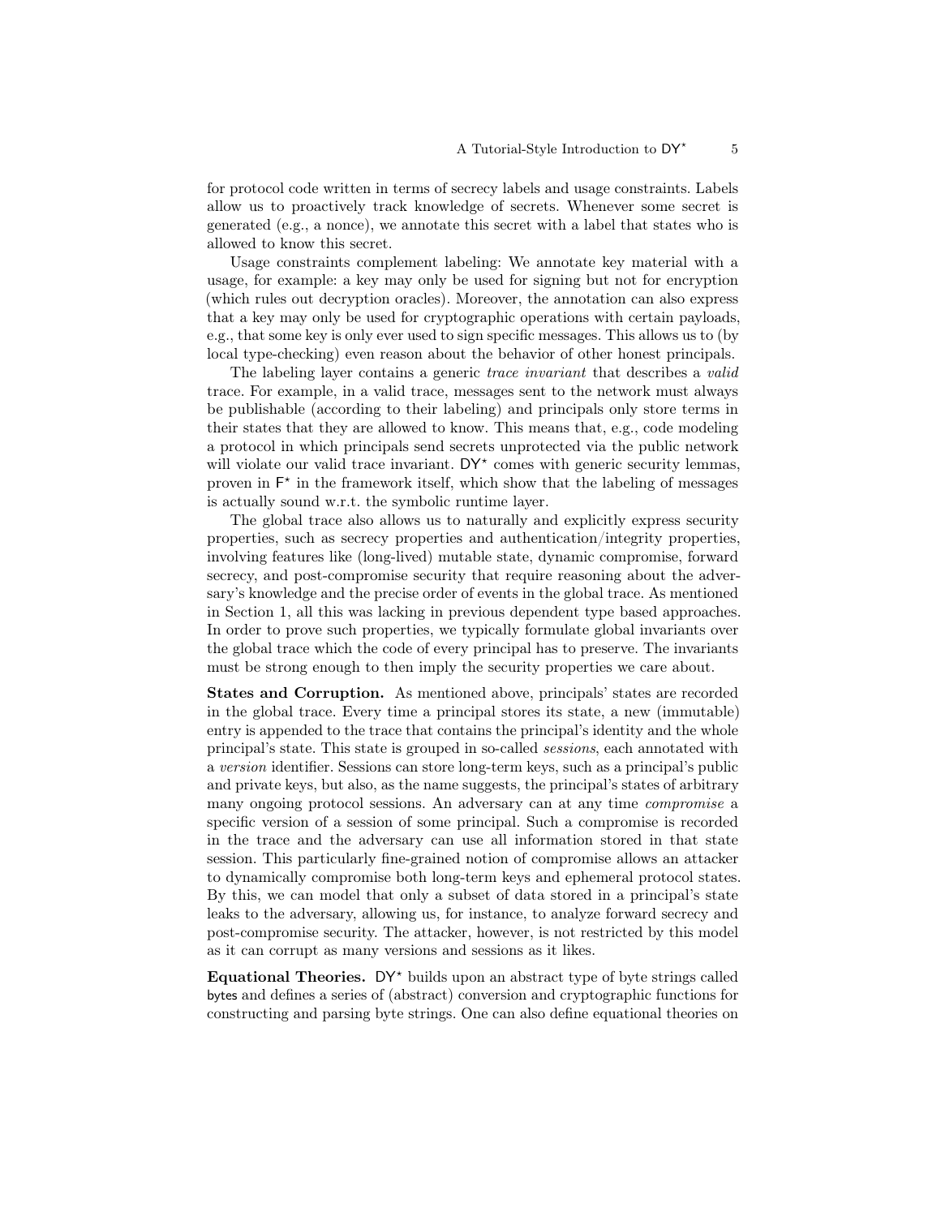for protocol code written in terms of secrecy labels and usage constraints. Labels allow us to proactively track knowledge of secrets. Whenever some secret is generated (e.g., a nonce), we annotate this secret with a label that states who is allowed to know this secret.

Usage constraints complement labeling: We annotate key material with a usage, for example: a key may only be used for signing but not for encryption (which rules out decryption oracles). Moreover, the annotation can also express that a key may only be used for cryptographic operations with certain payloads, e.g., that some key is only ever used to sign specific messages. This allows us to (by local type-checking) even reason about the behavior of other honest principals.

The labeling layer contains a generic *trace invariant* that describes a *valid* trace. For example, in a valid trace, messages sent to the network must always be publishable (according to their labeling) and principals only store terms in their states that they are allowed to know. This means that, e.g., code modeling a protocol in which principals send secrets unprotected via the public network will violate our valid trace invariant. DY⋆ comes with generic security lemmas, proven in F⋆ in the framework itself, which show that the labeling of messages is actually sound w.r.t. the symbolic runtime layer.

The global trace also allows us to naturally and explicitly express security properties, such as secrecy properties and authentication/integrity properties, involving features like (long-lived) mutable state, dynamic compromise, forward secrecy, and post-compromise security that require reasoning about the adversary's knowledge and the precise order of events in the global trace. As mentioned in Section 1, all this was lacking in previous dependent type based approaches. In order to prove such properties, we typically formulate global invariants over the global trace which the code of every principal has to preserve. The invariants must be strong enough to then imply the security properties we care about.

**States and Corruption.** As mentioned above, principals' states are recorded in the global trace. Every time a principal stores its state, a new (immutable) entry is appended to the trace that contains the principal's identity and the whole principal's state. This state is grouped in so-called *sessions*, each annotated with a *version* identifier. Sessions can store long-term keys, such as a principal's public and private keys, but also, as the name suggests, the principal's states of arbitrary many ongoing protocol sessions. An adversary can at any time *compromise* a specific version of a session of some principal. Such a compromise is recorded in the trace and the adversary can use all information stored in that state session. This particularly fine-grained notion of compromise allows an attacker to dynamically compromise both long-term keys and ephemeral protocol states. By this, we can model that only a subset of data stored in a principal's state leaks to the adversary, allowing us, for instance, to analyze forward secrecy and post-compromise security. The attacker, however, is not restricted by this model as it can corrupt as many versions and sessions as it likes.

**Equational Theories.** DY⋆ builds upon an abstract type of byte strings called `bytes` and defines a series of (abstract) conversion and cryptographic functions for constructing and parsing byte strings. One can also define equational theories on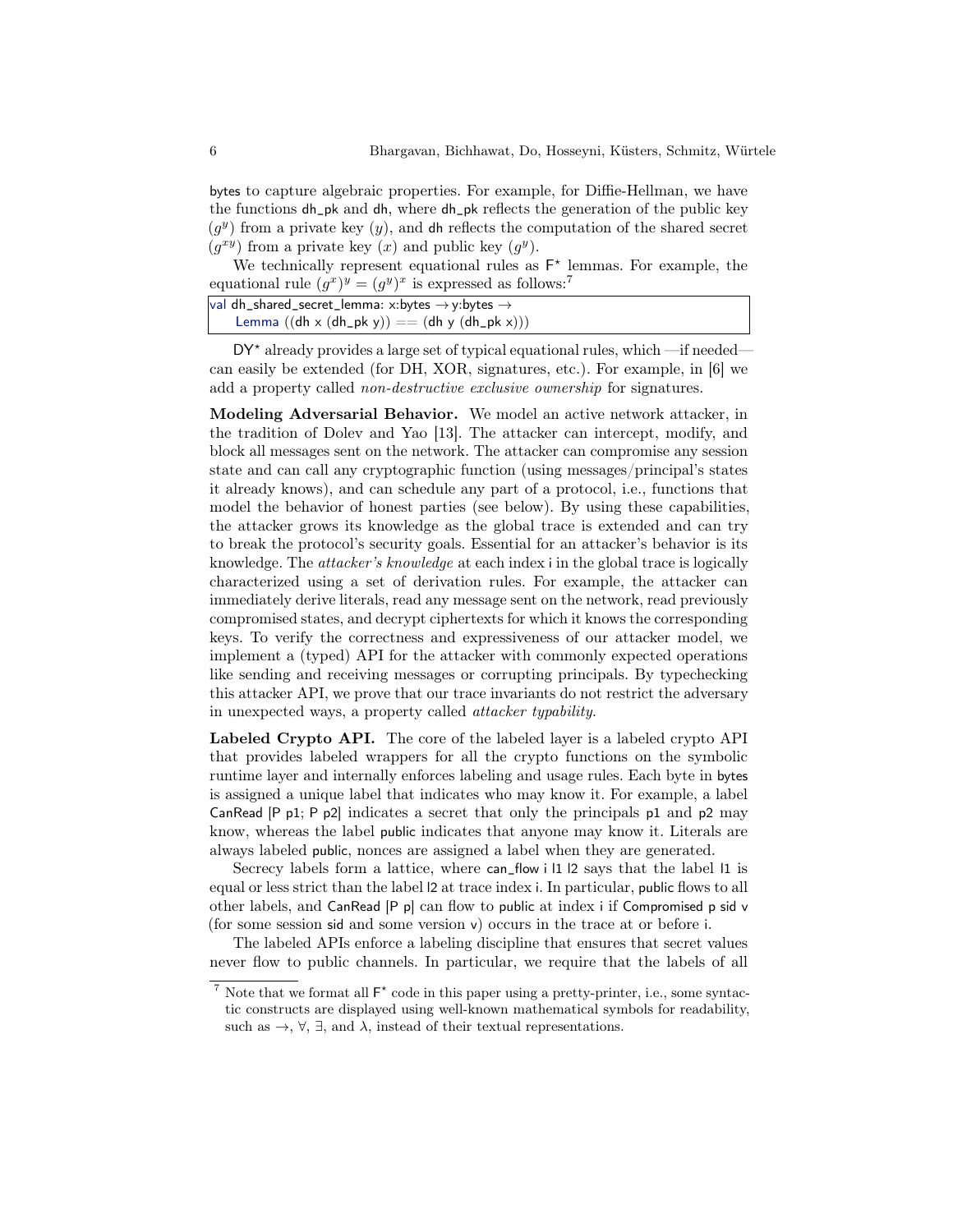bytes to capture algebraic properties. For example, for Diffie-Hellman, we have the functions dh_pk and dh, where dh_pk reflects the generation of the public key ($g^y$) from a private key ($y$), and dh reflects the computation of the shared secret ($g^{xy}$) from a private key ($x$) and public key ($g^y$).

We technically represent equational rules as F* lemmas. For example, the equational rule $(g^x)^y = (g^y)^x$ is expressed as follows:[7]

```
val dh_shared_secret_lemma: x:bytes → y:bytes →
    Lemma ((dh x (dh_pk y)) == (dh y (dh_pk x)))
```

DY* already provides a large set of typical equational rules, which —if needed— can easily be extended (for DH, XOR, signatures, etc.). For example, in [6] we add a property called *non-destructive exclusive ownership* for signatures.

**Modeling Adversarial Behavior.** We model an active network attacker, in the tradition of Dolev and Yao [13]. The attacker can intercept, modify, and block all messages sent on the network. The attacker can compromise any session state and can call any cryptographic function (using messages/principal's states it already knows), and can schedule any part of a protocol, i.e., functions that model the behavior of honest parties (see below). By using these capabilities, the attacker grows its knowledge as the global trace is extended and can try to break the protocol's security goals. Essential for an attacker's behavior is its knowledge. The *attacker's knowledge* at each index i in the global trace is logically characterized using a set of derivation rules. For example, the attacker can immediately derive literals, read any message sent on the network, read previously compromised states, and decrypt ciphertexts for which it knows the corresponding keys. To verify the correctness and expressiveness of our attacker model, we implement a (typed) API for the attacker with commonly expected operations like sending and receiving messages or corrupting principals. By typechecking this attacker API, we prove that our trace invariants do not restrict the adversary in unexpected ways, a property called *attacker typability*.

**Labeled Crypto API.** The core of the labeled layer is a labeled crypto API that provides labeled wrappers for all the crypto functions on the symbolic runtime layer and internally enforces labeling and usage rules. Each byte in bytes is assigned a unique label that indicates who may know it. For example, a label CanRead [P p1; P p2] indicates a secret that only the principals p1 and p2 may know, whereas the label public indicates that anyone may know it. Literals are always labeled public, nonces are assigned a label when they are generated.

Secrecy labels form a lattice, where can_flow i l1 l2 says that the label l1 is equal or less strict than the label l2 at trace index i. In particular, public flows to all other labels, and CanRead [P p] can flow to public at index i if Compromised p sid v (for some session sid and some version v) occurs in the trace at or before i.

The labeled APIs enforce a labeling discipline that ensures that secret values never flow to public channels. In particular, we require that the labels of all

[7] Note that we format all F* code in this paper using a pretty-printer, i.e., some syntactic constructs are displayed using well-known mathematical symbols for readability, such as →, ∀, ∃, and λ, instead of their textual representations.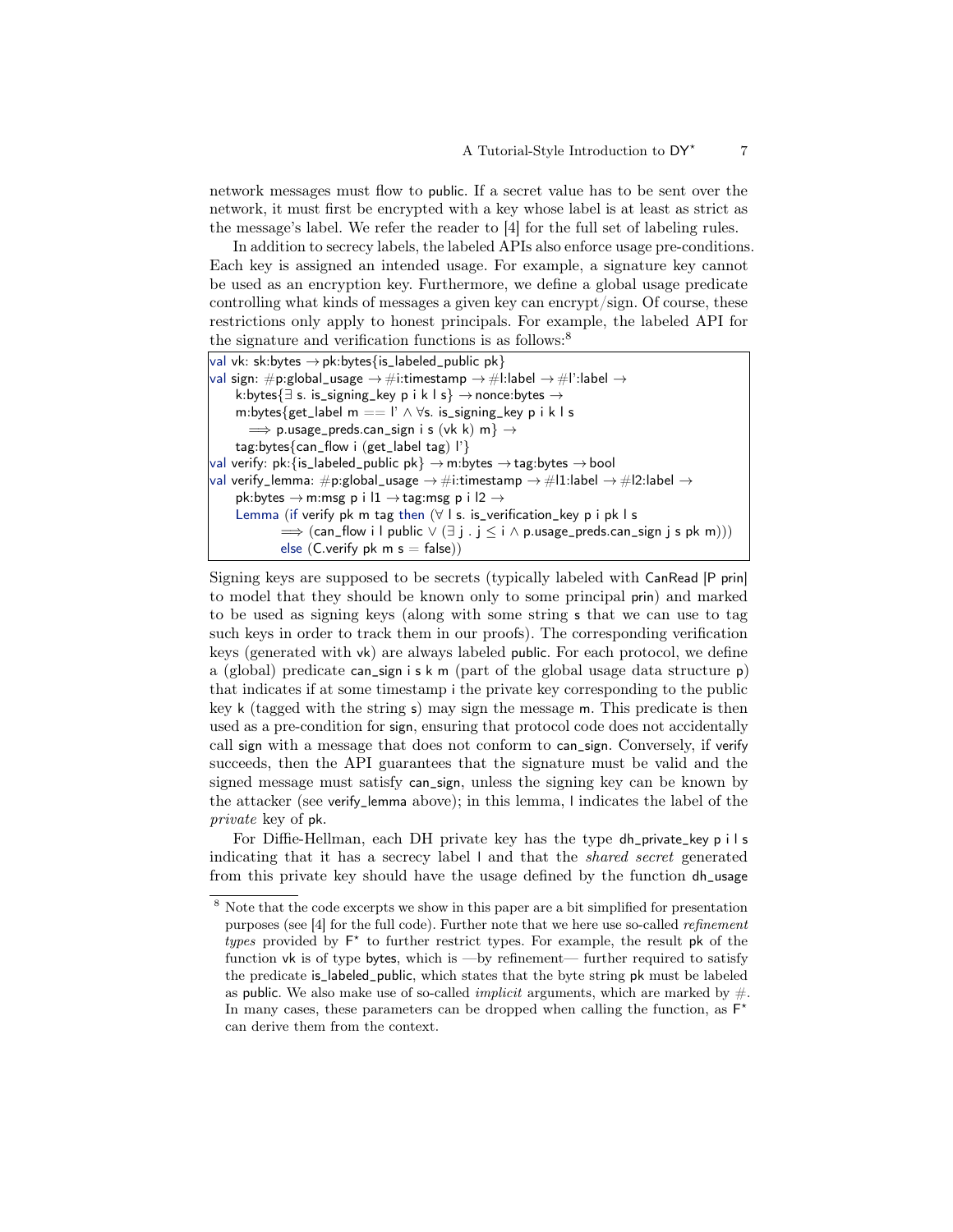network messages must flow to public. If a secret value has to be sent over the network, it must first be encrypted with a key whose label is at least as strict as the message's label. We refer the reader to [4] for the full set of labeling rules.

In addition to secrecy labels, the labeled APIs also enforce usage pre-conditions. Each key is assigned an intended usage. For example, a signature key cannot be used as an encryption key. Furthermore, we define a global usage predicate controlling what kinds of messages a given key can encrypt/sign. Of course, these restrictions only apply to honest principals. For example, the labeled API for the signature and verification functions is as follows:[8]

```
val vk: sk:bytes → pk:bytes{is_labeled_public pk}
val sign: #p:global_usage → #i:timestamp → #l:label → #l':label →
    k:bytes{∃ s. is_signing_key p i k l s} → nonce:bytes →
    m:bytes{get_label m == l' ∧ ∀s. is_signing_key p i k l s
      ⟹ p.usage_preds.can_sign i s (vk k) m} →
    tag:bytes{can_flow i (get_label tag) l'}
val verify: pk:{is_labeled_public pk} → m:bytes → tag:bytes → bool
val verify_lemma: #p:global_usage → #i:timestamp → #l1:label → #l2:label →
    pk:bytes → m:msg p i l1 → tag:msg p i l2 →
    Lemma (if verify pk m tag then (∀ l s. is_verification_key p i pk l s
            ⟹ (can_flow i l public ∨ (∃ j . j ≤ i ∧ p.usage_preds.can_sign j s pk m)))
           else (C.verify pk m s = false))
```

Signing keys are supposed to be secrets (typically labeled with CanRead [P prin] to model that they should be known only to some principal prin) and marked to be used as signing keys (along with some string s that we can use to tag such keys in order to track them in our proofs). The corresponding verification keys (generated with vk) are always labeled public. For each protocol, we define a (global) predicate can_sign i s k m (part of the global usage data structure p) that indicates if at some timestamp i the private key corresponding to the public key k (tagged with the string s) may sign the message m. This predicate is then used as a pre-condition for sign, ensuring that protocol code does not accidentally call sign with a message that does not conform to can_sign. Conversely, if verify succeeds, then the API guarantees that the signature must be valid and the signed message must satisfy can_sign, unless the signing key can be known by the attacker (see verify_lemma above); in this lemma, l indicates the label of the *private* key of pk.

For Diffie-Hellman, each DH private key has the type dh_private_key p i l s indicating that it has a secrecy label l and that the *shared secret* generated from this private key should have the usage defined by the function dh_usage

[8] Note that the code excerpts we show in this paper are a bit simplified for presentation purposes (see [4] for the full code). Further note that we here use so-called *refinement types* provided by F* to further restrict types. For example, the result pk of the function vk is of type bytes, which is —by refinement— further required to satisfy the predicate is_labeled_public, which states that the byte string pk must be labeled as public. We also make use of so-called *implicit* arguments, which are marked by #. In many cases, these parameters can be dropped when calling the function, as F* can derive them from the context.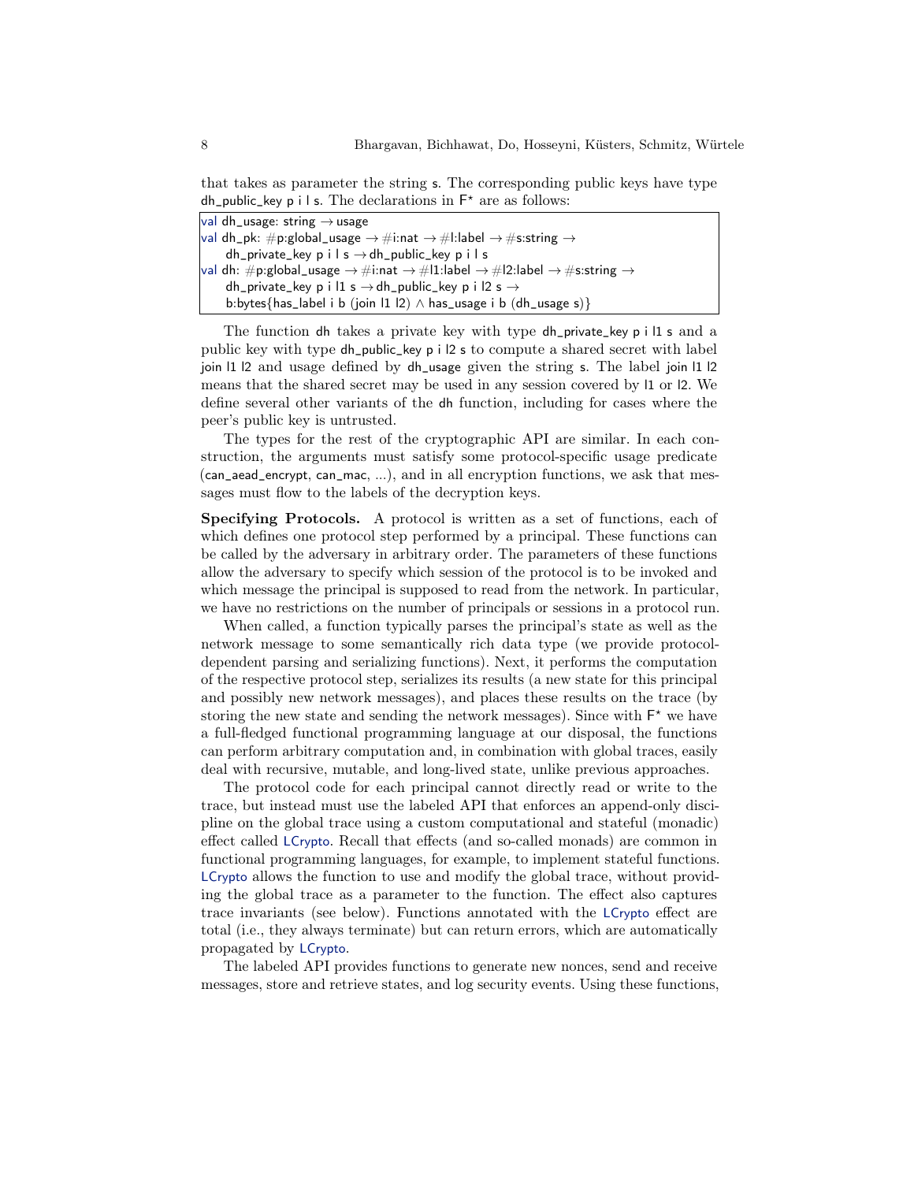that takes as parameter the string s. The corresponding public keys have type dh_public_key p i l s. The declarations in F⋆ are as follows:

```
val dh_usage: string → usage
val dh_pk: #p:global_usage → #i:nat → #l:label → #s:string →
    dh_private_key p i l s → dh_public_key p i l s
val dh: #p:global_usage → #i:nat → #l1:label → #l2:label → #s:string →
    dh_private_key p i l1 s → dh_public_key p i l2 s →
    b:bytes{has_label i b (join l1 l2) ∧ has_usage i b (dh_usage s)}
```

The function dh takes a private key with type dh_private_key p i l1 s and a public key with type dh_public_key p i l2 s to compute a shared secret with label join l1 l2 and usage defined by dh_usage given the string s. The label join l1 l2 means that the shared secret may be used in any session covered by l1 or l2. We define several other variants of the dh function, including for cases where the peer's public key is untrusted.

The types for the rest of the cryptographic API are similar. In each construction, the arguments must satisfy some protocol-specific usage predicate (can_aead_encrypt, can_mac, ...), and in all encryption functions, we ask that messages must flow to the labels of the decryption keys.

**Specifying Protocols.** A protocol is written as a set of functions, each of which defines one protocol step performed by a principal. These functions can be called by the adversary in arbitrary order. The parameters of these functions allow the adversary to specify which session of the protocol is to be invoked and which message the principal is supposed to read from the network. In particular, we have no restrictions on the number of principals or sessions in a protocol run.

When called, a function typically parses the principal's state as well as the network message to some semantically rich data type (we provide protocol-dependent parsing and serializing functions). Next, it performs the computation of the respective protocol step, serializes its results (a new state for this principal and possibly new network messages), and places these results on the trace (by storing the new state and sending the network messages). Since with F⋆ we have a full-fledged functional programming language at our disposal, the functions can perform arbitrary computation and, in combination with global traces, easily deal with recursive, mutable, and long-lived state, unlike previous approaches.

The protocol code for each principal cannot directly read or write to the trace, but instead must use the labeled API that enforces an append-only discipline on the global trace using a custom computational and stateful (monadic) effect called LCrypto. Recall that effects (and so-called monads) are common in functional programming languages, for example, to implement stateful functions. LCrypto allows the function to use and modify the global trace, without providing the global trace as a parameter to the function. The effect also captures trace invariants (see below). Functions annotated with the LCrypto effect are total (i.e., they always terminate) but can return errors, which are automatically propagated by LCrypto.

The labeled API provides functions to generate new nonces, send and receive messages, store and retrieve states, and log security events. Using these functions,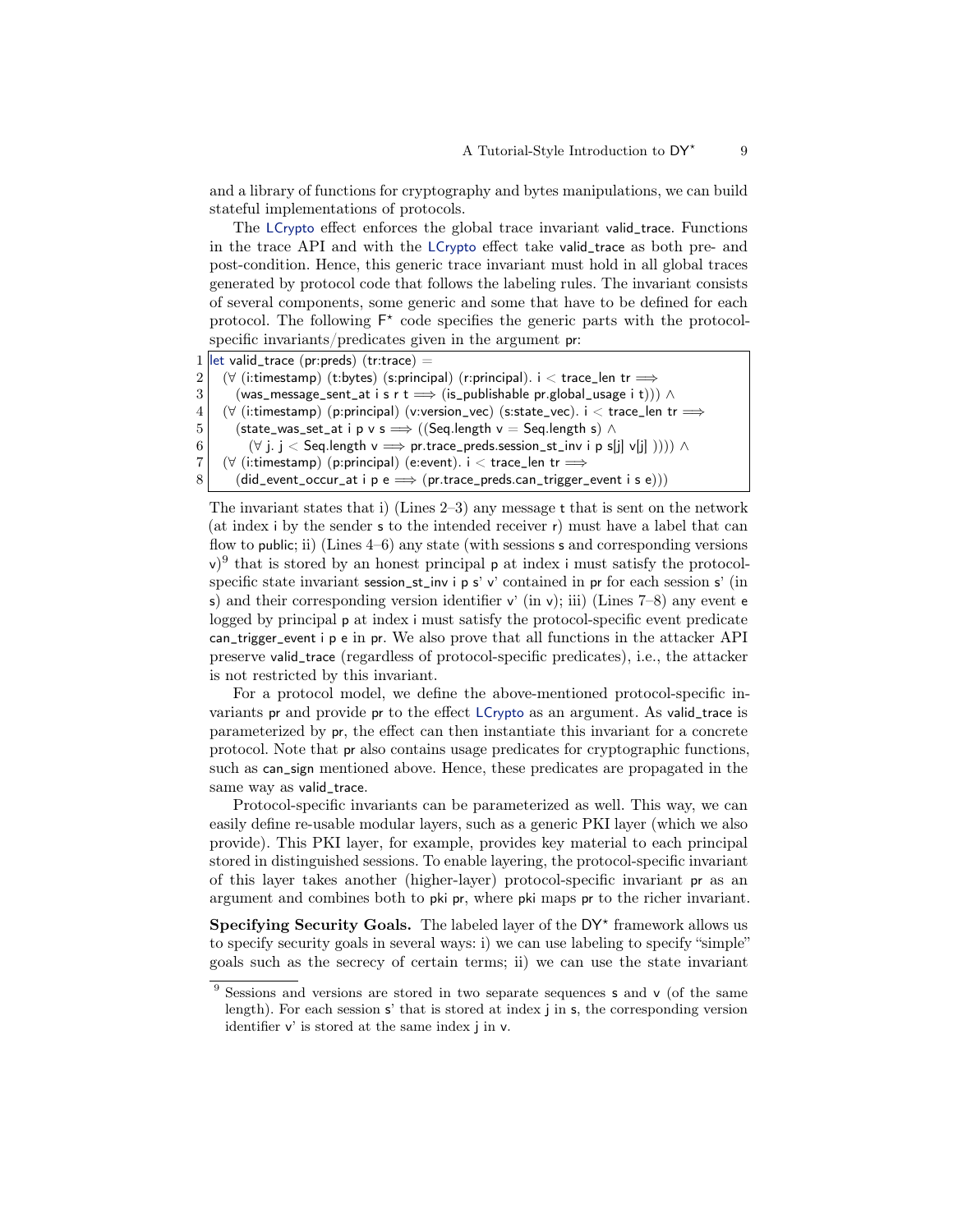and a library of functions for cryptography and bytes manipulations, we can build stateful implementations of protocols.

The LCrypto effect enforces the global trace invariant valid_trace. Functions in the trace API and with the LCrypto effect take valid_trace as both pre- and post-condition. Hence, this generic trace invariant must hold in all global traces generated by protocol code that follows the labeling rules. The invariant consists of several components, some generic and some that have to be defined for each protocol. The following F* code specifies the generic parts with the protocol-specific invariants/predicates given in the argument pr:

```
1 let valid_trace (pr:preds) (tr:trace) =
2   (∀ (i:timestamp) (t:bytes) (s:principal) (r:principal). i < trace_len tr ⟹
3     (was_message_sent_at i s r t ⟹ (is_publishable pr.global_usage i t))) ∧
4   (∀ (i:timestamp) (p:principal) (v:version_vec) (s:state_vec). i < trace_len tr ⟹
5     (state_was_set_at i p v s ⟹ ((Seq.length v = Seq.length s) ∧
6       (∀ j. j < Seq.length v ⟹ pr.trace_preds.session_st_inv i p s[j] v[j] )))) ∧
7   (∀ (i:timestamp) (p:principal) (e:event). i < trace_len tr ⟹
8     (did_event_occur_at i p e ⟹ (pr.trace_preds.can_trigger_event i s e)))
```

The invariant states that i) (Lines 2–3) any message t that is sent on the network (at index i by the sender s to the intended receiver r) must have a label that can flow to public; ii) (Lines 4–6) any state (with sessions s and corresponding versions v)[9] that is stored by an honest principal p at index i must satisfy the protocol-specific state invariant session_st_inv i p s' v' contained in pr for each session s' (in s) and their corresponding version identifier v' (in v); iii) (Lines 7–8) any event e logged by principal p at index i must satisfy the protocol-specific event predicate can_trigger_event i p e in pr. We also prove that all functions in the attacker API preserve valid_trace (regardless of protocol-specific predicates), i.e., the attacker is not restricted by this invariant.

For a protocol model, we define the above-mentioned protocol-specific invariants pr and provide pr to the effect LCrypto as an argument. As valid_trace is parameterized by pr, the effect can then instantiate this invariant for a concrete protocol. Note that pr also contains usage predicates for cryptographic functions, such as can_sign mentioned above. Hence, these predicates are propagated in the same way as valid_trace.

Protocol-specific invariants can be parameterized as well. This way, we can easily define re-usable modular layers, such as a generic PKI layer (which we also provide). This PKI layer, for example, provides key material to each principal stored in distinguished sessions. To enable layering, the protocol-specific invariant of this layer takes another (higher-layer) protocol-specific invariant pr as an argument and combines both to pki pr, where pki maps pr to the richer invariant.

**Specifying Security Goals.** The labeled layer of the DY* framework allows us to specify security goals in several ways: i) we can use labeling to specify "simple" goals such as the secrecy of certain terms; ii) we can use the state invariant

[9] Sessions and versions are stored in two separate sequences s and v (of the same length). For each session s' that is stored at index j in s, the corresponding version identifier v' is stored at the same index j in v.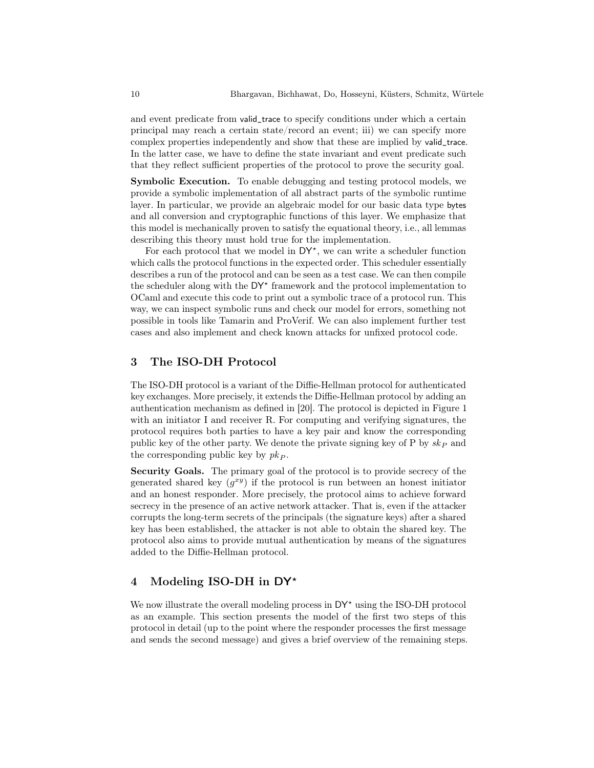and event predicate from valid_trace to specify conditions under which a certain principal may reach a certain state/record an event; iii) we can specify more complex properties independently and show that these are implied by valid_trace. In the latter case, we have to define the state invariant and event predicate such that they reflect sufficient properties of the protocol to prove the security goal.

**Symbolic Execution.** To enable debugging and testing protocol models, we provide a symbolic implementation of all abstract parts of the symbolic runtime layer. In particular, we provide an algebraic model for our basic data type bytes and all conversion and cryptographic functions of this layer. We emphasize that this model is mechanically proven to satisfy the equational theory, i.e., all lemmas describing this theory must hold true for the implementation.

For each protocol that we model in DY$^\star$, we can write a scheduler function which calls the protocol functions in the expected order. This scheduler essentially describes a run of the protocol and can be seen as a test case. We can then compile the scheduler along with the DY$^\star$ framework and the protocol implementation to OCaml and execute this code to print out a symbolic trace of a protocol run. This way, we can inspect symbolic runs and check our model for errors, something not possible in tools like Tamarin and ProVerif. We can also implement further test cases and also implement and check known attacks for unfixed protocol code.

## 3 The ISO-DH Protocol

The ISO-DH protocol is a variant of the Diffie-Hellman protocol for authenticated key exchanges. More precisely, it extends the Diffie-Hellman protocol by adding an authentication mechanism as defined in [20]. The protocol is depicted in Figure 1 with an initiator I and receiver R. For computing and verifying signatures, the protocol requires both parties to have a key pair and know the corresponding public key of the other party. We denote the private signing key of P by $sk_P$ and the corresponding public key by $pk_P$.

**Security Goals.** The primary goal of the protocol is to provide secrecy of the generated shared key ($g^{xy}$) if the protocol is run between an honest initiator and an honest responder. More precisely, the protocol aims to achieve forward secrecy in the presence of an active network attacker. That is, even if the attacker corrupts the long-term secrets of the principals (the signature keys) after a shared key has been established, the attacker is not able to obtain the shared key. The protocol also aims to provide mutual authentication by means of the signatures added to the Diffie-Hellman protocol.

## 4 Modeling ISO-DH in DY$^\star$

We now illustrate the overall modeling process in DY$^\star$ using the ISO-DH protocol as an example. This section presents the model of the first two steps of this protocol in detail (up to the point where the responder processes the first message and sends the second message) and gives a brief overview of the remaining steps.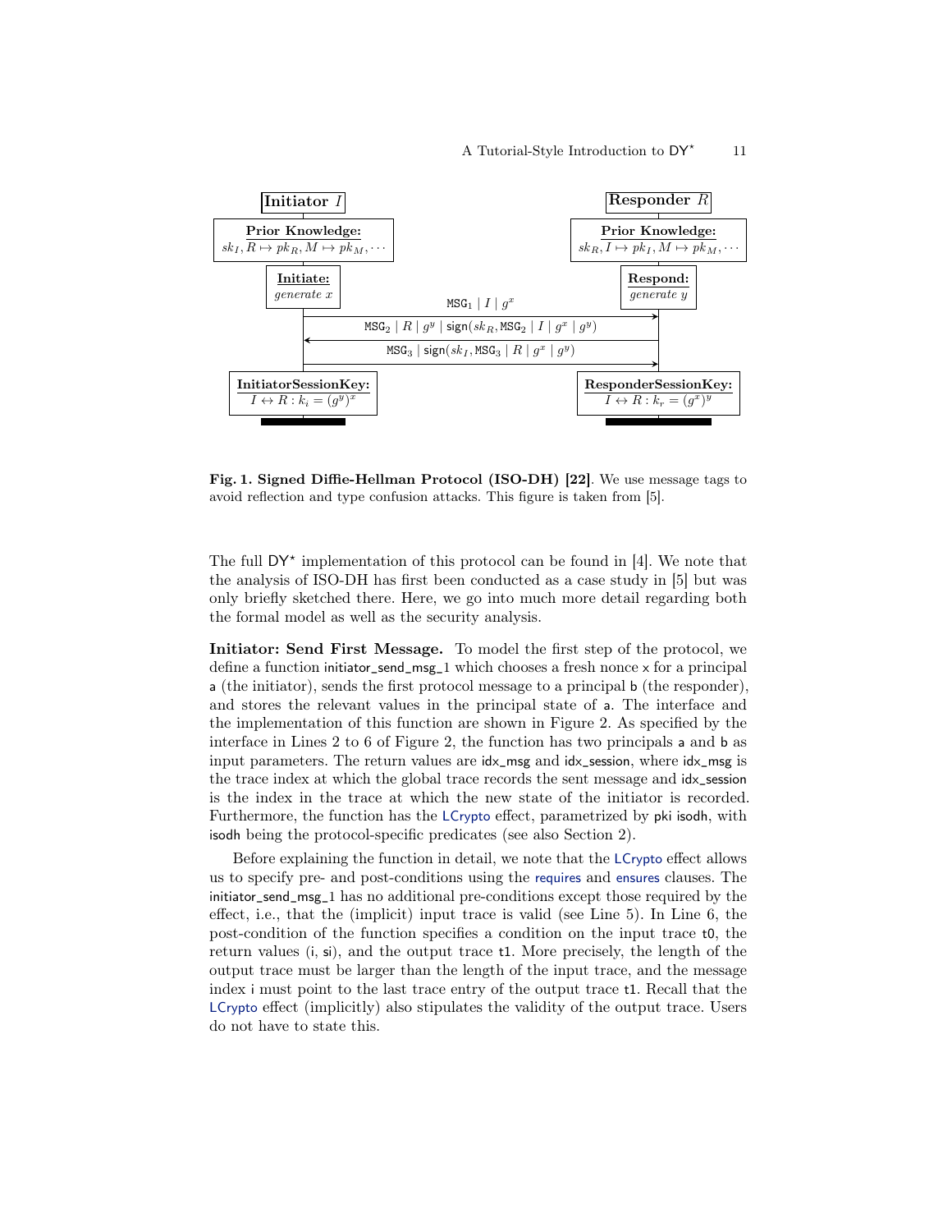Initiator $I$

Prior Knowledge: $sk_I, R \mapsto pk_R, M \mapsto pk_M, \cdots$

Initiate: *generate x*

Responder $R$

Prior Knowledge: $sk_R, I \mapsto pk_I, M \mapsto pk_M, \cdots$

Respond: *generate y*

$\mathtt{MSG}_1 \mid I \mid g^x$

$\mathtt{MSG}_2 \mid R \mid g^y \mid \mathsf{sign}(sk_R, \mathtt{MSG}_2 \mid I \mid g^x \mid g^y)$

$\mathtt{MSG}_3 \mid \mathsf{sign}(sk_I, \mathtt{MSG}_3 \mid R \mid g^x \mid g^y)$

InitiatorSessionKey: $I \leftrightarrow R : k_i = (g^y)^x$

ResponderSessionKey: $I \leftrightarrow R : k_r = (g^x)^y$

**Fig. 1. Signed Diffie-Hellman Protocol (ISO-DH) [22]**. We use message tags to avoid reflection and type confusion attacks. This figure is taken from [5].

The full DY$^\star$ implementation of this protocol can be found in [4]. We note that the analysis of ISO-DH has first been conducted as a case study in [5] but was only briefly sketched there. Here, we go into much more detail regarding both the formal model as well as the security analysis.

**Initiator: Send First Message.** To model the first step of the protocol, we define a function initiator_send_msg_1 which chooses a fresh nonce x for a principal a (the initiator), sends the first protocol message to a principal b (the responder), and stores the relevant values in the principal state of a. The interface and the implementation of this function are shown in Figure 2. As specified by the interface in Lines 2 to 6 of Figure 2, the function has two principals a and b as input parameters. The return values are idx_msg and idx_session, where idx_msg is the trace index at which the global trace records the sent message and idx_session is the index in the trace at which the new state of the initiator is recorded. Furthermore, the function has the LCrypto effect, parametrized by pki isodh, with isodh being the protocol-specific predicates (see also Section 2).

Before explaining the function in detail, we note that the LCrypto effect allows us to specify pre- and post-conditions using the requires and ensures clauses. The initiator_send_msg_1 has no additional pre-conditions except those required by the effect, i.e., that the (implicit) input trace is valid (see Line 5). In Line 6, the post-condition of the function specifies a condition on the input trace t0, the return values (i, si), and the output trace t1. More precisely, the length of the output trace must be larger than the length of the input trace, and the message index i must point to the last trace entry of the output trace t1. Recall that the LCrypto effect (implicitly) also stipulates the validity of the output trace. Users do not have to state this.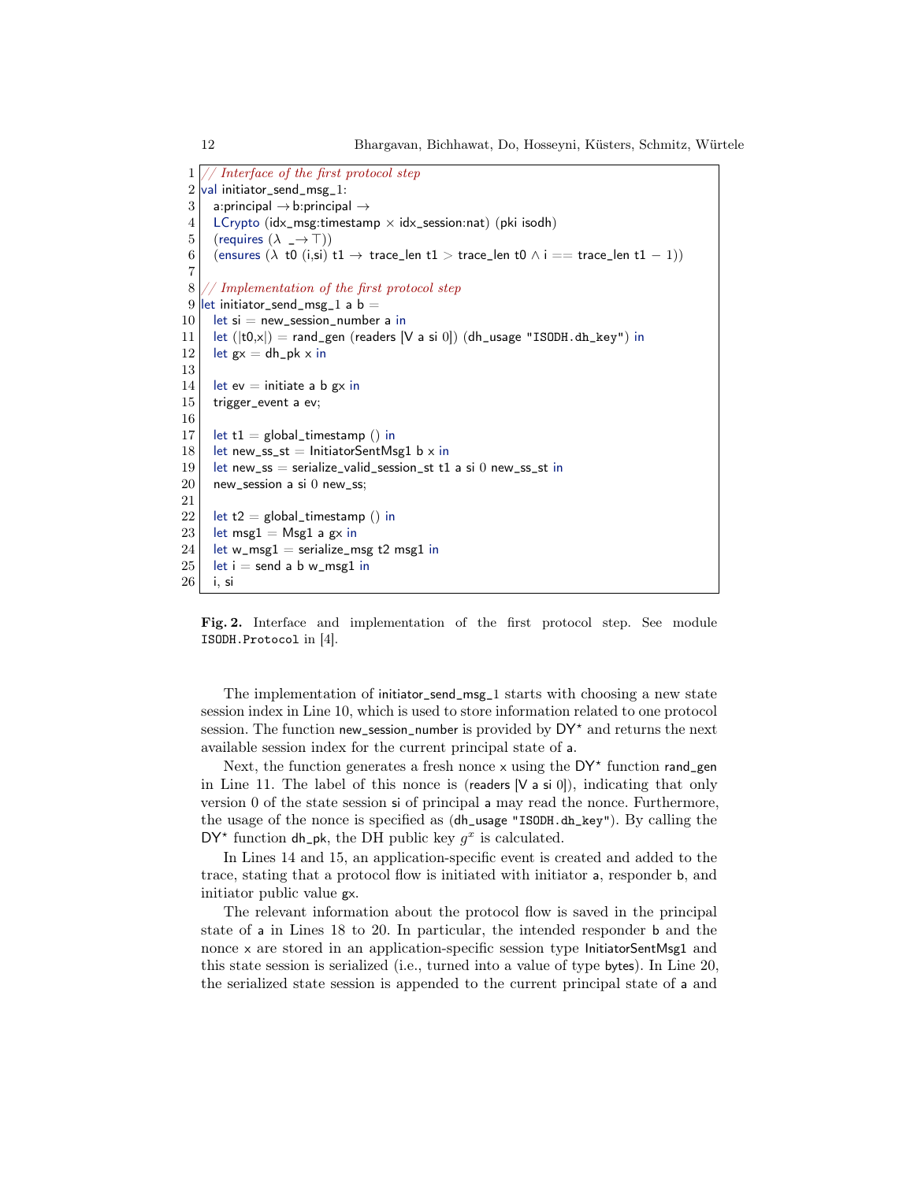```
 1 // Interface of the first protocol step
 2 val initiator_send_msg_1:
 3   a:principal → b:principal →
 4   LCrypto (idx_msg:timestamp × idx_session:nat) (pki isodh)
 5   (requires (λ _ → ⊤))
 6   (ensures (λ t0 (i,si) t1 → trace_len t1 > trace_len t0 ∧ i == trace_len t1 − 1))
 7
 8 // Implementation of the first protocol step
 9 let initiator_send_msg_1 a b =
10   let si = new_session_number a in
11   let (|t0,x|) = rand_gen (readers [V a si 0]) (dh_usage "ISODH.dh_key") in
12   let gx = dh_pk x in
13
14   let ev = initiate a b gx in
15   trigger_event a ev;
16
17   let t1 = global_timestamp () in
18   let new_ss_st = InitiatorSentMsg1 b x in
19   let new_ss = serialize_valid_session_st t1 a si 0 new_ss_st in
20   new_session a si 0 new_ss;
21
22   let t2 = global_timestamp () in
23   let msg1 = Msg1 a gx in
24   let w_msg1 = serialize_msg t2 msg1 in
25   let i = send a b w_msg1 in
26   i, si
```

**Fig. 2.** Interface and implementation of the first protocol step. See module ISODH.Protocol in [4].

The implementation of initiator_send_msg_1 starts with choosing a new state session index in Line 10, which is used to store information related to one protocol session. The function new_session_number is provided by DY⋆ and returns the next available session index for the current principal state of a.

Next, the function generates a fresh nonce x using the DY⋆ function rand_gen in Line 11. The label of this nonce is (readers [V a si 0]), indicating that only version 0 of the state session si of principal a may read the nonce. Furthermore, the usage of the nonce is specified as (dh_usage "ISODH.dh_key"). By calling the DY⋆ function dh_pk, the DH public key $g^x$ is calculated.

In Lines 14 and 15, an application-specific event is created and added to the trace, stating that a protocol flow is initiated with initiator a, responder b, and initiator public value gx.

The relevant information about the protocol flow is saved in the principal state of a in Lines 18 to 20. In particular, the intended responder b and the nonce x are stored in an application-specific session type InitiatorSentMsg1 and this state session is serialized (i.e., turned into a value of type bytes). In Line 20, the serialized state session is appended to the current principal state of a and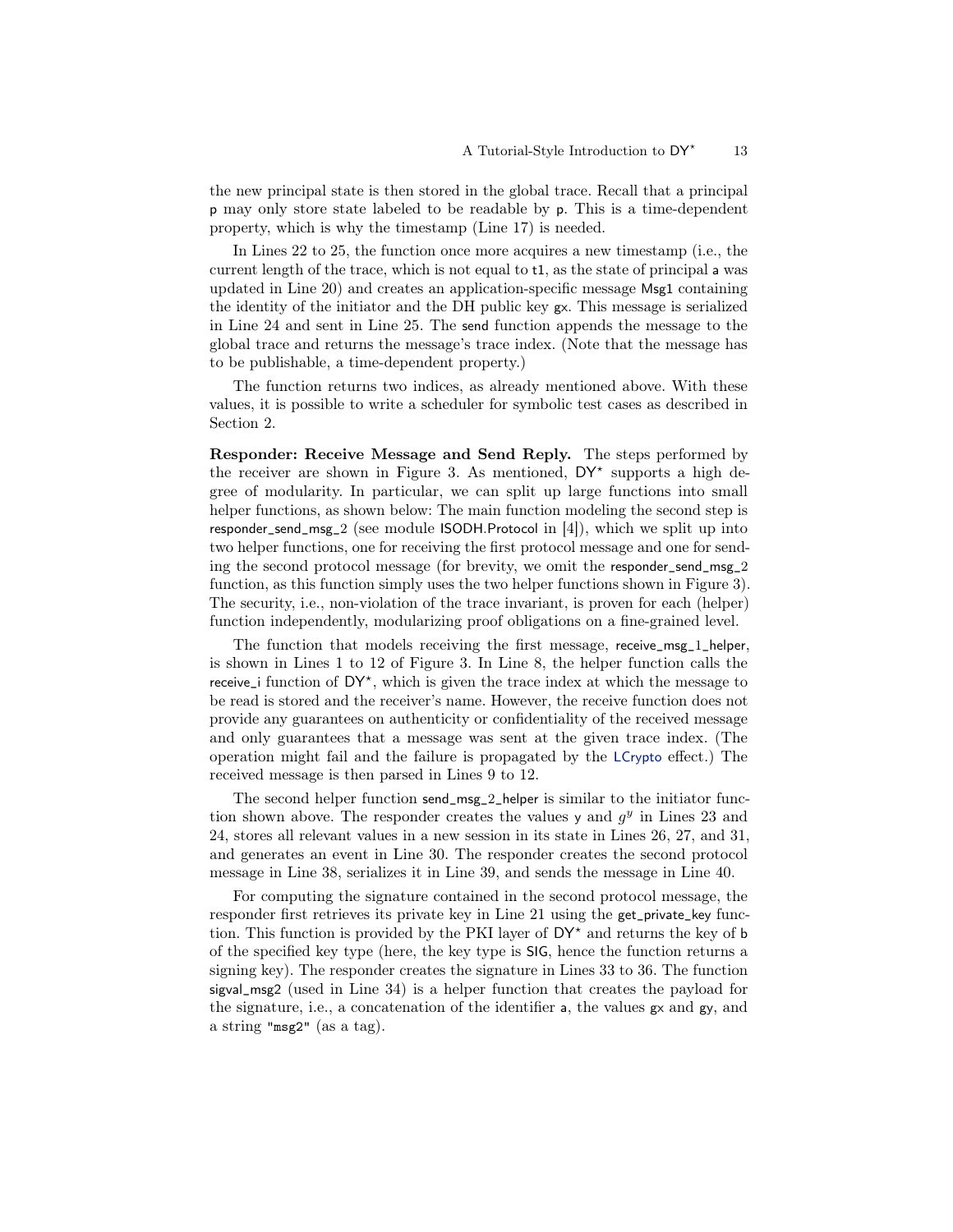the new principal state is then stored in the global trace. Recall that a principal p may only store state labeled to be readable by p. This is a time-dependent property, which is why the timestamp (Line 17) is needed.

In Lines 22 to 25, the function once more acquires a new timestamp (i.e., the current length of the trace, which is not equal to t1, as the state of principal a was updated in Line 20) and creates an application-specific message Msg1 containing the identity of the initiator and the DH public key gx. This message is serialized in Line 24 and sent in Line 25. The send function appends the message to the global trace and returns the message's trace index. (Note that the message has to be publishable, a time-dependent property.)

The function returns two indices, as already mentioned above. With these values, it is possible to write a scheduler for symbolic test cases as described in Section 2.

**Responder: Receive Message and Send Reply.** The steps performed by the receiver are shown in Figure 3. As mentioned, DY* supports a high degree of modularity. In particular, we can split up large functions into small helper functions, as shown below: The main function modeling the second step is responder_send_msg_2 (see module ISODH.Protocol in [4]), which we split up into two helper functions, one for receiving the first protocol message and one for sending the second protocol message (for brevity, we omit the responder_send_msg_2 function, as this function simply uses the two helper functions shown in Figure 3). The security, i.e., non-violation of the trace invariant, is proven for each (helper) function independently, modularizing proof obligations on a fine-grained level.

The function that models receiving the first message, receive_msg_1_helper, is shown in Lines 1 to 12 of Figure 3. In Line 8, the helper function calls the receive_i function of DY*, which is given the trace index at which the message to be read is stored and the receiver's name. However, the receive function does not provide any guarantees on authenticity or confidentiality of the received message and only guarantees that a message was sent at the given trace index. (The operation might fail and the failure is propagated by the LCrypto effect.) The received message is then parsed in Lines 9 to 12.

The second helper function send_msg_2_helper is similar to the initiator function shown above. The responder creates the values y and $g^y$ in Lines 23 and 24, stores all relevant values in a new session in its state in Lines 26, 27, and 31, and generates an event in Line 30. The responder creates the second protocol message in Line 38, serializes it in Line 39, and sends the message in Line 40.

For computing the signature contained in the second protocol message, the responder first retrieves its private key in Line 21 using the get_private_key function. This function is provided by the PKI layer of DY* and returns the key of b of the specified key type (here, the key type is SIG, hence the function returns a signing key). The responder creates the signature in Lines 33 to 36. The function sigval_msg2 (used in Line 34) is a helper function that creates the payload for the signature, i.e., a concatenation of the identifier a, the values gx and gy, and a string "msg2" (as a tag).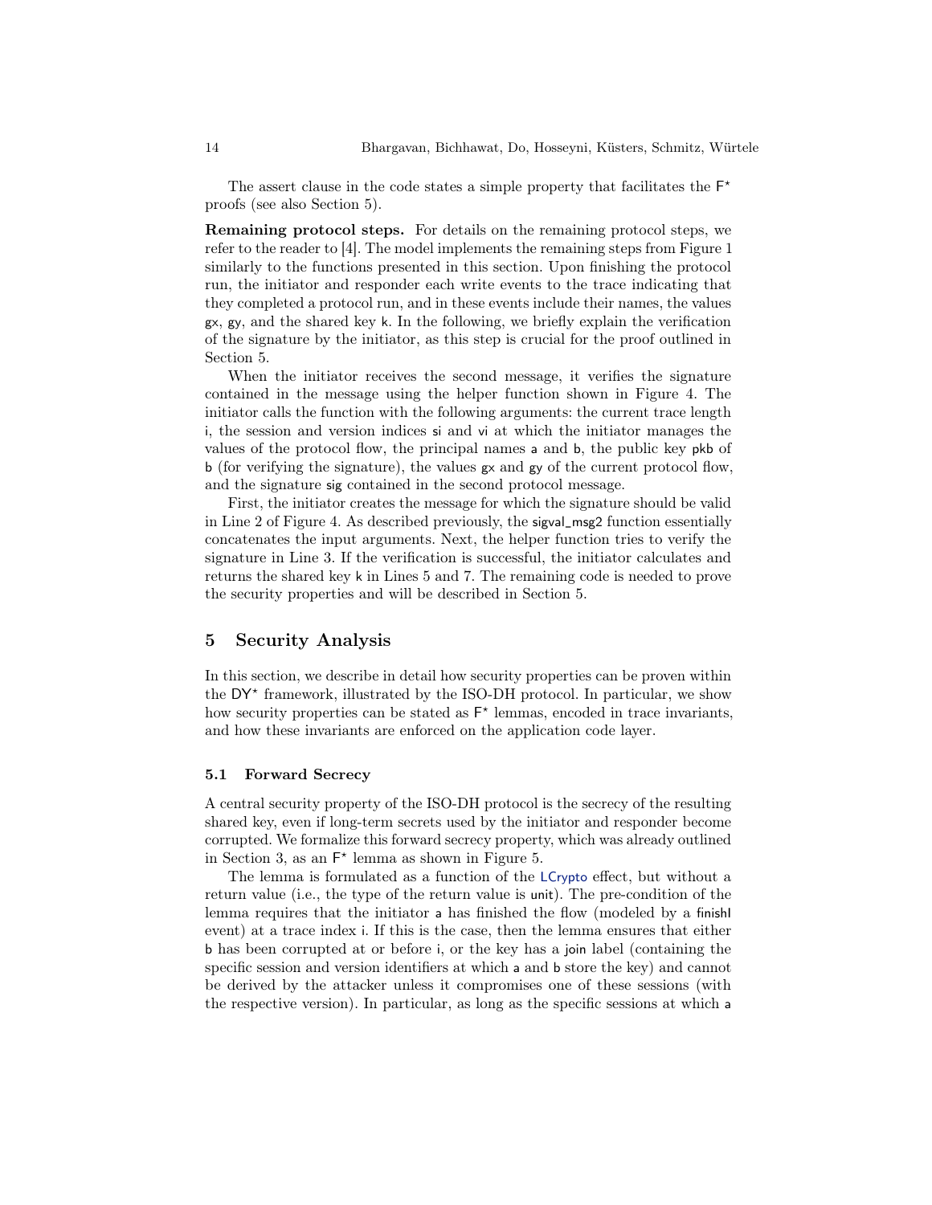The assert clause in the code states a simple property that facilitates the F* proofs (see also Section 5).

**Remaining protocol steps.** For details on the remaining protocol steps, we refer to the reader to [4]. The model implements the remaining steps from Figure 1 similarly to the functions presented in this section. Upon finishing the protocol run, the initiator and responder each write events to the trace indicating that they completed a protocol run, and in these events include their names, the values gx, gy, and the shared key k. In the following, we briefly explain the verification of the signature by the initiator, as this step is crucial for the proof outlined in Section 5.

When the initiator receives the second message, it verifies the signature contained in the message using the helper function shown in Figure 4. The initiator calls the function with the following arguments: the current trace length i, the session and version indices si and vi at which the initiator manages the values of the protocol flow, the principal names a and b, the public key pkb of b (for verifying the signature), the values gx and gy of the current protocol flow, and the signature sig contained in the second protocol message.

First, the initiator creates the message for which the signature should be valid in Line 2 of Figure 4. As described previously, the sigval_msg2 function essentially concatenates the input arguments. Next, the helper function tries to verify the signature in Line 3. If the verification is successful, the initiator calculates and returns the shared key k in Lines 5 and 7. The remaining code is needed to prove the security properties and will be described in Section 5.

## 5 Security Analysis

In this section, we describe in detail how security properties can be proven within the DY* framework, illustrated by the ISO-DH protocol. In particular, we show how security properties can be stated as F* lemmas, encoded in trace invariants, and how these invariants are enforced on the application code layer.

### 5.1 Forward Secrecy

A central security property of the ISO-DH protocol is the secrecy of the resulting shared key, even if long-term secrets used by the initiator and responder become corrupted. We formalize this forward secrecy property, which was already outlined in Section 3, as an F* lemma as shown in Figure 5.

The lemma is formulated as a function of the LCrypto effect, but without a return value (i.e., the type of the return value is unit). The pre-condition of the lemma requires that the initiator a has finished the flow (modeled by a finishI event) at a trace index i. If this is the case, then the lemma ensures that either b has been corrupted at or before i, or the key has a join label (containing the specific session and version identifiers at which a and b store the key) and cannot be derived by the attacker unless it compromises one of these sessions (with the respective version). In particular, as long as the specific sessions at which a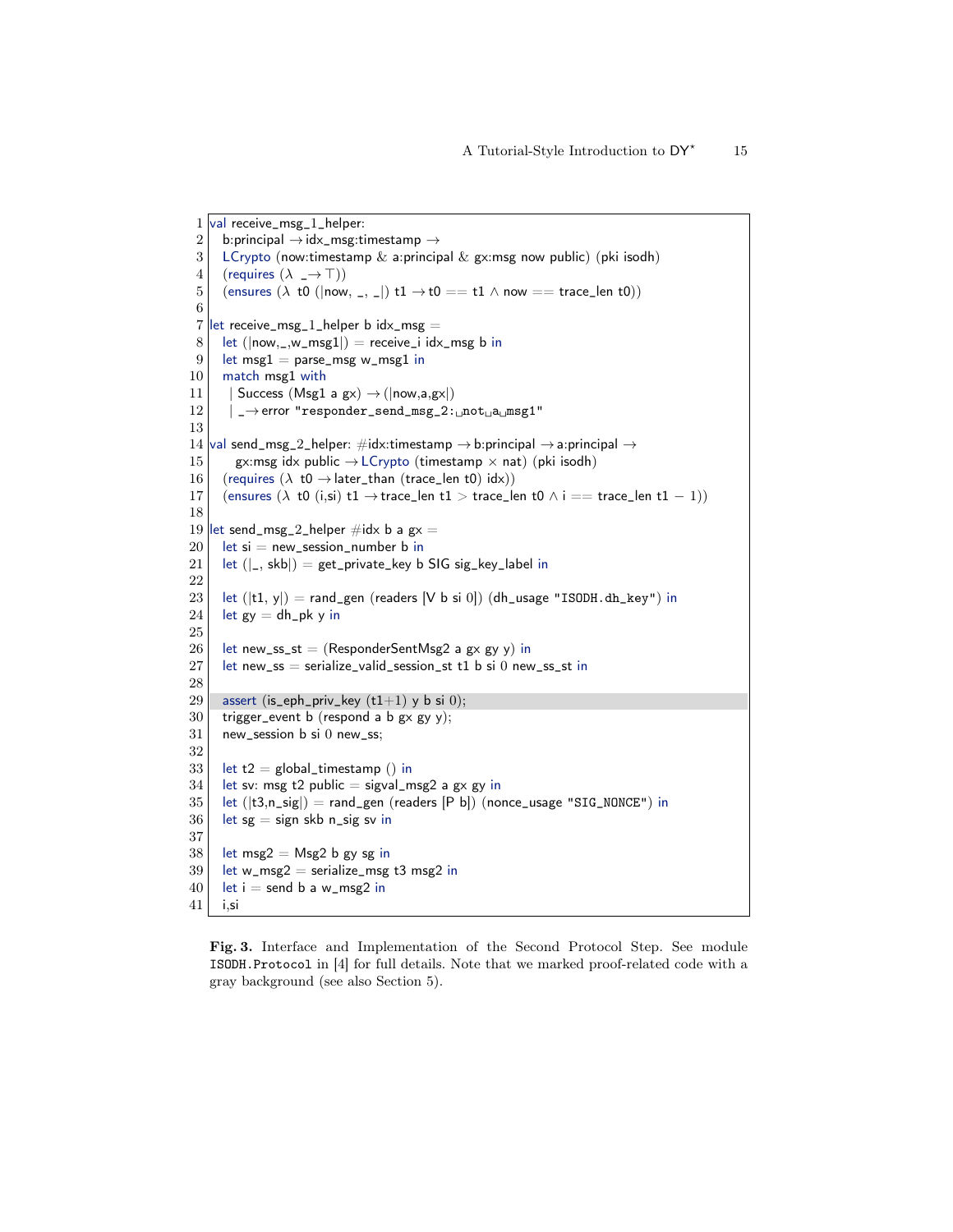```
1  val receive_msg_1_helper:
2    b:principal → idx_msg:timestamp →
3    LCrypto (now:timestamp & a:principal & gx:msg now public) (pki isodh)
4    (requires (λ _ → ⊤))
5    (ensures (λ t0 (|now, _, _|) t1 → t0 == t1 ∧ now == trace_len t0))
6
7  let receive_msg_1_helper b idx_msg =
8    let (|now,_,w_msg1|) = receive_i idx_msg b in
9    let msg1 = parse_msg w_msg1 in
10   match msg1 with
11     | Success (Msg1 a gx) → (|now,a,gx|)
12     | _ → error "responder_send_msg_2: not a msg1"
13
14 val send_msg_2_helper: #idx:timestamp → b:principal → a:principal →
15     gx:msg idx public → LCrypto (timestamp × nat) (pki isodh)
16   (requires (λ t0 → later_than (trace_len t0) idx))
17   (ensures (λ t0 (i,si) t1 → trace_len t1 > trace_len t0 ∧ i == trace_len t1 − 1))
18
19 let send_msg_2_helper #idx b a gx =
20   let si = new_session_number b in
21   let (|_, skb|) = get_private_key b SIG sig_key_label in
22
23   let (|t1, y|) = rand_gen (readers [V b si 0]) (dh_usage "ISODH.dh_key") in
24   let gy = dh_pk y in
25
26   let new_ss_st = (ResponderSentMsg2 a gx gy y) in
27   let new_ss = serialize_valid_session_st t1 b si 0 new_ss_st in
28
29   assert (is_eph_priv_key (t1+1) y b si 0);
30   trigger_event b (respond a b gx gy y);
31   new_session b si 0 new_ss;
32
33   let t2 = global_timestamp () in
34   let sv: msg t2 public = sigval_msg2 a gx gy in
35   let (|t3,n_sig|) = rand_gen (readers [P b]) (nonce_usage "SIG_NONCE") in
36   let sg = sign skb n_sig sv in
37
38   let msg2 = Msg2 b gy sg in
39   let w_msg2 = serialize_msg t3 msg2 in
40   let i = send b a w_msg2 in
41   i,si
```

**Fig. 3.** Interface and Implementation of the Second Protocol Step. See module ISODH.Protocol in [4] for full details. Note that we marked proof-related code with a gray background (see also Section 5).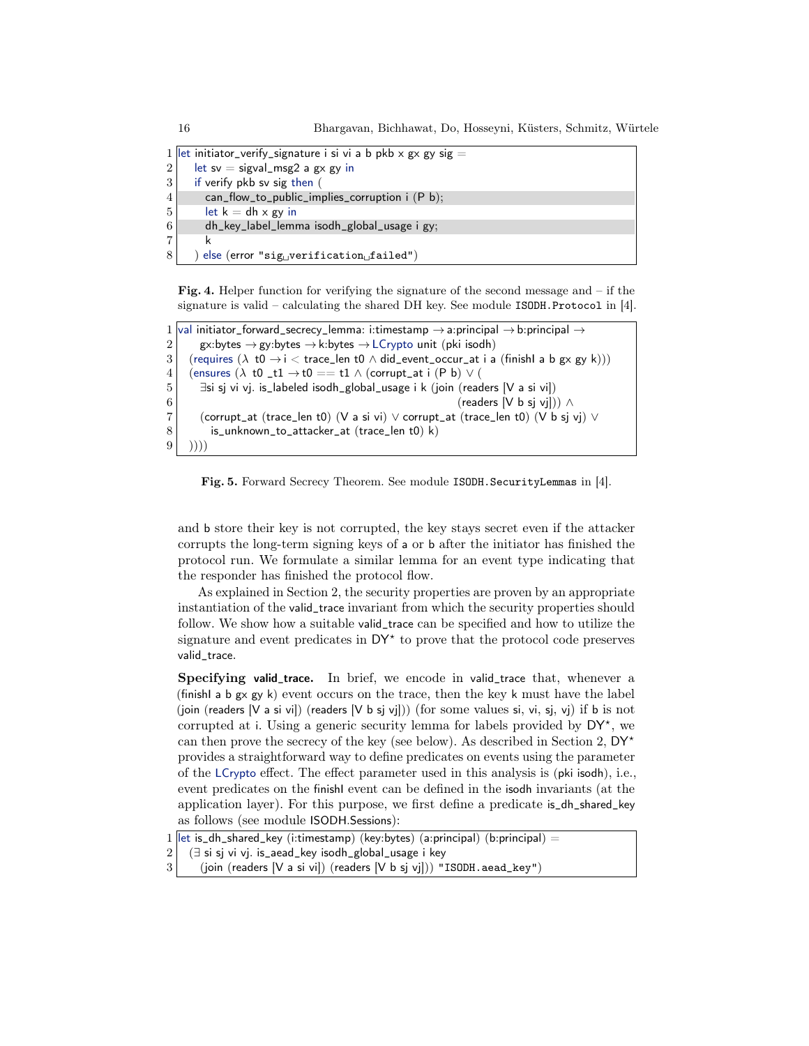```
1 let initiator_verify_signature i si vi a b pkb x gx gy sig =
2   let sv = sigval_msg2 a gx gy in
3   if verify pkb sv sig then (
4     can_flow_to_public_implies_corruption i (P b);
5     let k = dh x gy in
6     dh_key_label_lemma isodh_global_usage i gy;
7     k
8   ) else (error "sig verification failed")
```

**Fig. 4.** Helper function for verifying the signature of the second message and – if the signature is valid – calculating the shared DH key. See module `ISODH.Protocol` in [4].

```
1 val initiator_forward_secrecy_lemma: i:timestamp → a:principal → b:principal →
2     gx:bytes → gy:bytes → k:bytes → LCrypto unit (pki isodh)
3   (requires (λ t0 → i < trace_len t0 ∧ did_event_occur_at i a (finishI a b gx gy k)))
4   (ensures (λ t0 _t1 → t0 == t1 ∧ (corrupt_at i (P b) ∨ (
5     ∃si sj vi vj. is_labeled isodh_global_usage i k (join (readers [V a si vi])
6                                                          (readers [V b sj vj])) ∧
7     (corrupt_at (trace_len t0) (V a si vi) ∨ corrupt_at (trace_len t0) (V b sj vj) ∨
8       is_unknown_to_attacker_at (trace_len t0) k)
9   ))))
```

**Fig. 5.** Forward Secrecy Theorem. See module `ISODH.SecurityLemmas` in [4].

and b store their key is not corrupted, the key stays secret even if the attacker corrupts the long-term signing keys of a or b after the initiator has finished the protocol run. We formulate a similar lemma for an event type indicating that the responder has finished the protocol flow.

As explained in Section 2, the security properties are proven by an appropriate instantiation of the valid_trace invariant from which the security properties should follow. We show how a suitable valid_trace can be specified and how to utilize the signature and event predicates in DY$^\star$ to prove that the protocol code preserves valid_trace.

**Specifying valid_trace.** In brief, we encode in valid_trace that, whenever a (finishI a b gx gy k) event occurs on the trace, then the key k must have the label (join (readers [V a si vi]) (readers [V b sj vj])) (for some values si, vi, sj, vj) if b is not corrupted at i. Using a generic security lemma for labels provided by DY$^\star$, we can then prove the secrecy of the key (see below). As described in Section 2, DY$^\star$ provides a straightforward way to define predicates on events using the parameter of the LCrypto effect. The effect parameter used in this analysis is (pki isodh), i.e., event predicates on the finishI event can be defined in the isodh invariants (at the application layer). For this purpose, we first define a predicate is_dh_shared_key as follows (see module ISODH.Sessions):

```
1 let is_dh_shared_key (i:timestamp) (key:bytes) (a:principal) (b:principal) =
2   (∃ si sj vi vj. is_aead_key isodh_global_usage i key
3     (join (readers [V a si vi]) (readers [V b sj vj])) "ISODH.aead_key")
```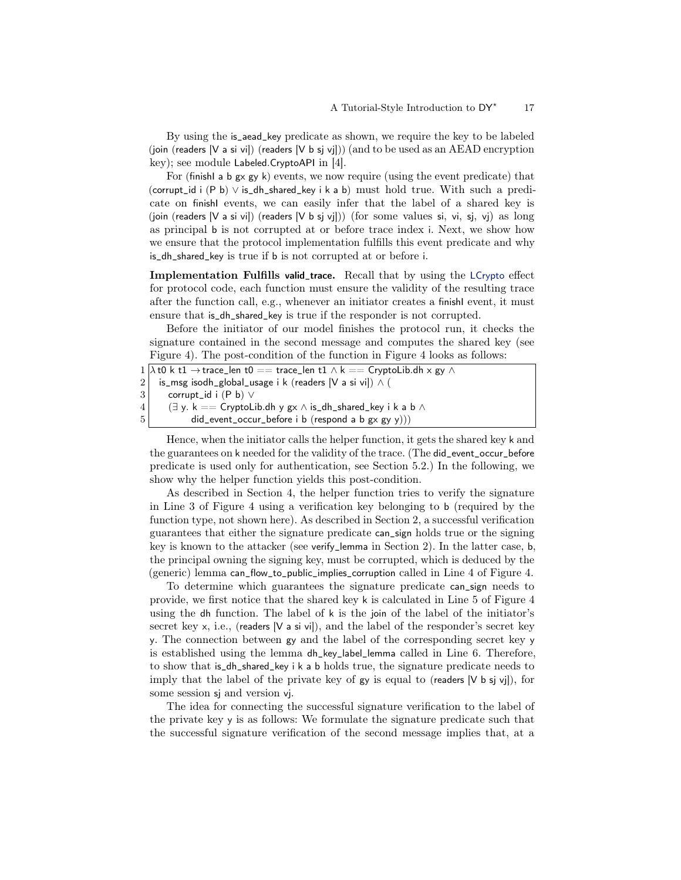By using the is_aead_key predicate as shown, we require the key to be labeled (join (readers [V a si vi]) (readers [V b sj vj])) (and to be used as an AEAD encryption key); see module Labeled.CryptoAPI in [4].

For (finishI a b gx gy k) events, we now require (using the event predicate) that (corrupt_id i (P b) ∨ is_dh_shared_key i k a b) must hold true. With such a predicate on finishI events, we can easily infer that the label of a shared key is (join (readers [V a si vi]) (readers [V b sj vj])) (for some values si, vi, sj, vj) as long as principal b is not corrupted at or before trace index i. Next, we show how we ensure that the protocol implementation fulfills this event predicate and why is_dh_shared_key is true if b is not corrupted at or before i.

**Implementation Fulfills valid_trace.** Recall that by using the LCrypto effect for protocol code, each function must ensure the validity of the resulting trace after the function call, e.g., whenever an initiator creates a finishI event, it must ensure that is_dh_shared_key is true if the responder is not corrupted.

Before the initiator of our model finishes the protocol run, it checks the signature contained in the second message and computes the shared key (see Figure 4). The post-condition of the function in Figure 4 looks as follows:

```
1 λ t0 k t1 → trace_len t0 == trace_len t1 ∧ k == CryptoLib.dh x gy ∧
2   is_msg isodh_global_usage i k (readers [V a si vi]) ∧ (
3     corrupt_id i (P b) ∨
4     (∃ y. k == CryptoLib.dh y gx ∧ is_dh_shared_key i k a b ∧
5         did_event_occur_before i b (respond a b gx gy y)))
```

Hence, when the initiator calls the helper function, it gets the shared key k and the guarantees on k needed for the validity of the trace. (The did_event_occur_before predicate is used only for authentication, see Section 5.2.) In the following, we show why the helper function yields this post-condition.

As described in Section 4, the helper function tries to verify the signature in Line 3 of Figure 4 using a verification key belonging to b (required by the function type, not shown here). As described in Section 2, a successful verification guarantees that either the signature predicate can_sign holds true or the signing key is known to the attacker (see verify_lemma in Section 2). In the latter case, b, the principal owning the signing key, must be corrupted, which is deduced by the (generic) lemma can_flow_to_public_implies_corruption called in Line 4 of Figure 4.

To determine which guarantees the signature predicate can_sign needs to provide, we first notice that the shared key k is calculated in Line 5 of Figure 4 using the dh function. The label of k is the join of the label of the initiator's secret key x, i.e., (readers [V a si vi]), and the label of the responder's secret key y. The connection between gy and the label of the corresponding secret key y is established using the lemma dh_key_label_lemma called in Line 6. Therefore, to show that is_dh_shared_key i k a b holds true, the signature predicate needs to imply that the label of the private key of gy is equal to (readers [V b sj vj]), for some session sj and version vj.

The idea for connecting the successful signature verification to the label of the private key y is as follows: We formulate the signature predicate such that the successful signature verification of the second message implies that, at a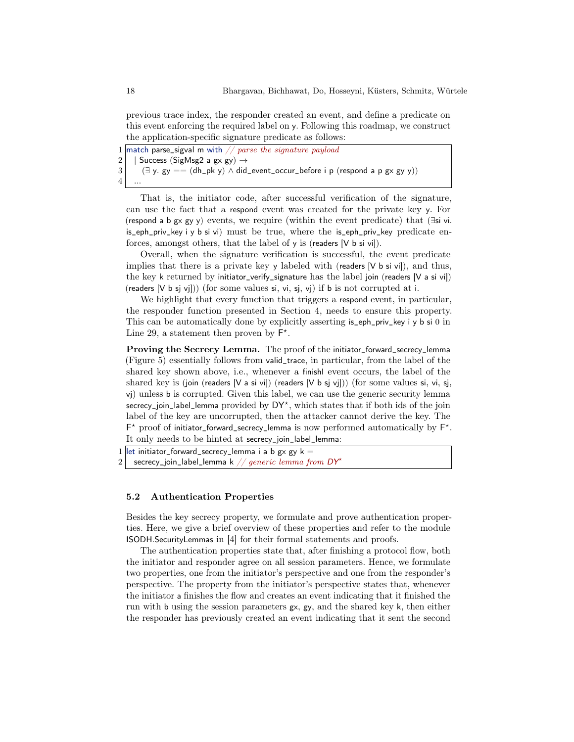previous trace index, the responder created an event, and define a predicate on this event enforcing the required label on y. Following this roadmap, we construct the application-specific signature predicate as follows:

```
1 match parse_sigval m with // parse the signature payload
2   | Success (SigMsg2 a gx gy) →
3     (∃ y. gy == (dh_pk y) ∧ did_event_occur_before i p (respond a p gx gy y))
4   ...
```

That is, the initiator code, after successful verification of the signature, can use the fact that a respond event was created for the private key y. For (respond a b gx gy y) events, we require (within the event predicate) that (∃si vi. is_eph_priv_key i y b si vi) must be true, where the is_eph_priv_key predicate enforces, amongst others, that the label of y is (readers [V b si vi]).

Overall, when the signature verification is successful, the event predicate implies that there is a private key y labeled with (readers [V b si vi]), and thus, the key k returned by initiator_verify_signature has the label join (readers [V a si vi]) (readers [V b sj vj])) (for some values si, vi, sj, vj) if b is not corrupted at i.

We highlight that every function that triggers a respond event, in particular, the responder function presented in Section 4, needs to ensure this property. This can be automatically done by explicitly asserting is_eph_priv_key i y b si 0 in Line 29, a statement then proven by F*.

**Proving the Secrecy Lemma.** The proof of the initiator_forward_secrecy_lemma (Figure 5) essentially follows from valid_trace, in particular, from the label of the shared key shown above, i.e., whenever a finishI event occurs, the label of the shared key is (join (readers [V a si vi]) (readers [V b sj vj])) (for some values si, vi, sj, vj) unless b is corrupted. Given this label, we can use the generic security lemma secrecy_join_label_lemma provided by DY*, which states that if both ids of the join label of the key are uncorrupted, then the attacker cannot derive the key. The F* proof of initiator_forward_secrecy_lemma is now performed automatically by F*. It only needs to be hinted at secrecy_join_label_lemma:

```
1 let initiator_forward_secrecy_lemma i a b gx gy k =
2   secrecy_join_label_lemma k // generic lemma from DY*
```

### 5.2 Authentication Properties

Besides the key secrecy property, we formulate and prove authentication properties. Here, we give a brief overview of these properties and refer to the module ISODH.SecurityLemmas in [4] for their formal statements and proofs.

The authentication properties state that, after finishing a protocol flow, both the initiator and responder agree on all session parameters. Hence, we formulate two properties, one from the initiator's perspective and one from the responder's perspective. The property from the initiator's perspective states that, whenever the initiator a finishes the flow and creates an event indicating that it finished the run with b using the session parameters gx, gy, and the shared key k, then either the responder has previously created an event indicating that it sent the second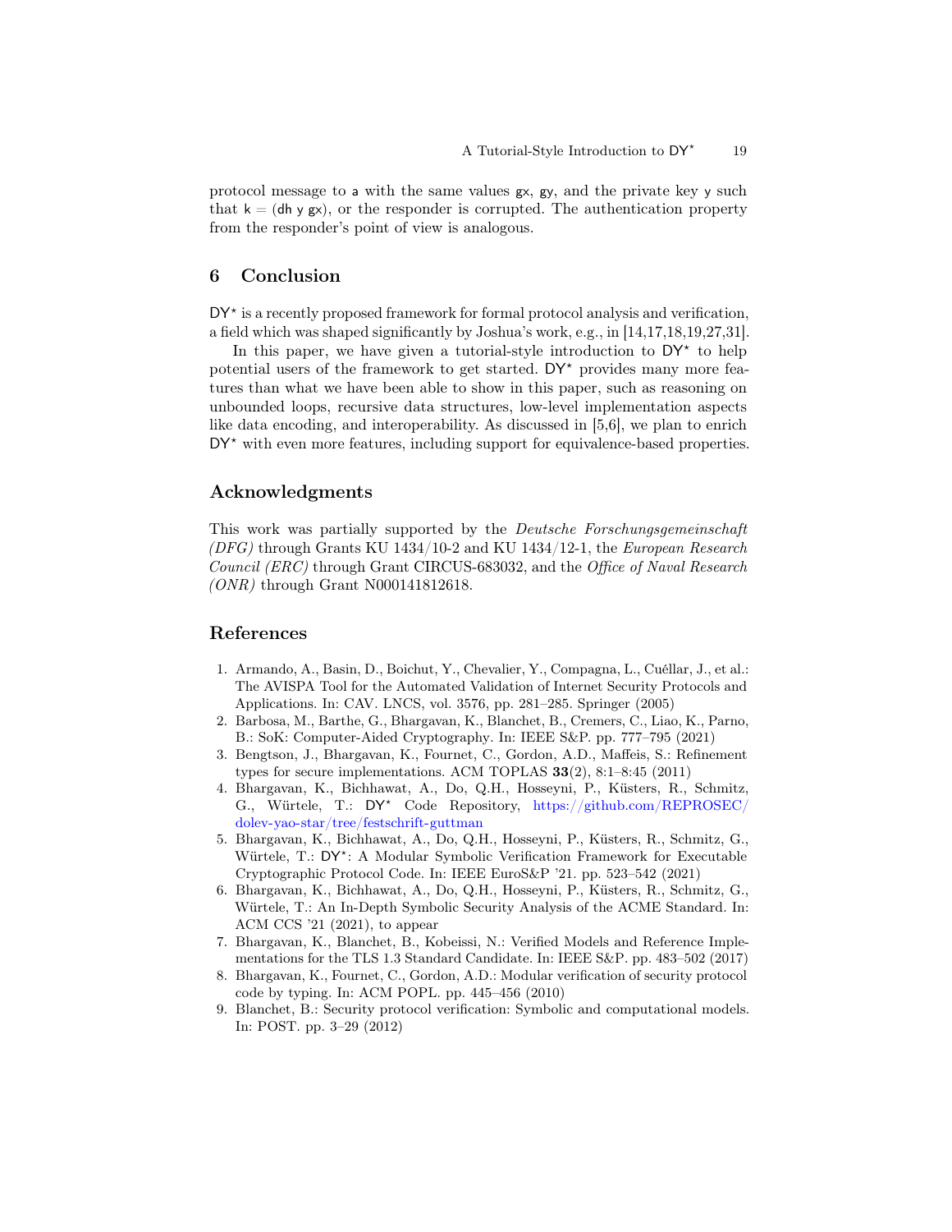protocol message to a with the same values gx, gy, and the private key y such that k = (dh y gx), or the responder is corrupted. The authentication property from the responder's point of view is analogous.

## 6 Conclusion

DY⋆ is a recently proposed framework for formal protocol analysis and verification, a field which was shaped significantly by Joshua's work, e.g., in [14,17,18,19,27,31].

In this paper, we have given a tutorial-style introduction to DY⋆ to help potential users of the framework to get started. DY⋆ provides many more features than what we have been able to show in this paper, such as reasoning on unbounded loops, recursive data structures, low-level implementation aspects like data encoding, and interoperability. As discussed in [5,6], we plan to enrich DY⋆ with even more features, including support for equivalence-based properties.

## Acknowledgments

This work was partially supported by the *Deutsche Forschungsgemeinschaft (DFG)* through Grants KU 1434/10-2 and KU 1434/12-1, the *European Research Council (ERC)* through Grant CIRCUS-683032, and the *Office of Naval Research (ONR)* through Grant N000141812618.

## References

1. Armando, A., Basin, D., Boichut, Y., Chevalier, Y., Compagna, L., Cuéllar, J., et al.: The AVISPA Tool for the Automated Validation of Internet Security Protocols and Applications. In: CAV. LNCS, vol. 3576, pp. 281–285. Springer (2005)
2. Barbosa, M., Barthe, G., Bhargavan, K., Blanchet, B., Cremers, C., Liao, K., Parno, B.: SoK: Computer-Aided Cryptography. In: IEEE S&P. pp. 777–795 (2021)
3. Bengtson, J., Bhargavan, K., Fournet, C., Gordon, A.D., Maffeis, S.: Refinement types for secure implementations. ACM TOPLAS **33**(2), 8:1–8:45 (2011)
4. Bhargavan, K., Bichhawat, A., Do, Q.H., Hosseyni, P., Küsters, R., Schmitz, G., Würtele, T.: DY⋆ Code Repository, https://github.com/REPROSEC/dolev-yao-star/tree/festschrift-guttman
5. Bhargavan, K., Bichhawat, A., Do, Q.H., Hosseyni, P., Küsters, R., Schmitz, G., Würtele, T.: DY⋆: A Modular Symbolic Verification Framework for Executable Cryptographic Protocol Code. In: IEEE EuroS&P '21. pp. 523–542 (2021)
6. Bhargavan, K., Bichhawat, A., Do, Q.H., Hosseyni, P., Küsters, R., Schmitz, G., Würtele, T.: An In-Depth Symbolic Security Analysis of the ACME Standard. In: ACM CCS '21 (2021), to appear
7. Bhargavan, K., Blanchet, B., Kobeissi, N.: Verified Models and Reference Implementations for the TLS 1.3 Standard Candidate. In: IEEE S&P. pp. 483–502 (2017)
8. Bhargavan, K., Fournet, C., Gordon, A.D.: Modular verification of security protocol code by typing. In: ACM POPL. pp. 445–456 (2010)
9. Blanchet, B.: Security protocol verification: Symbolic and computational models. In: POST. pp. 3–29 (2012)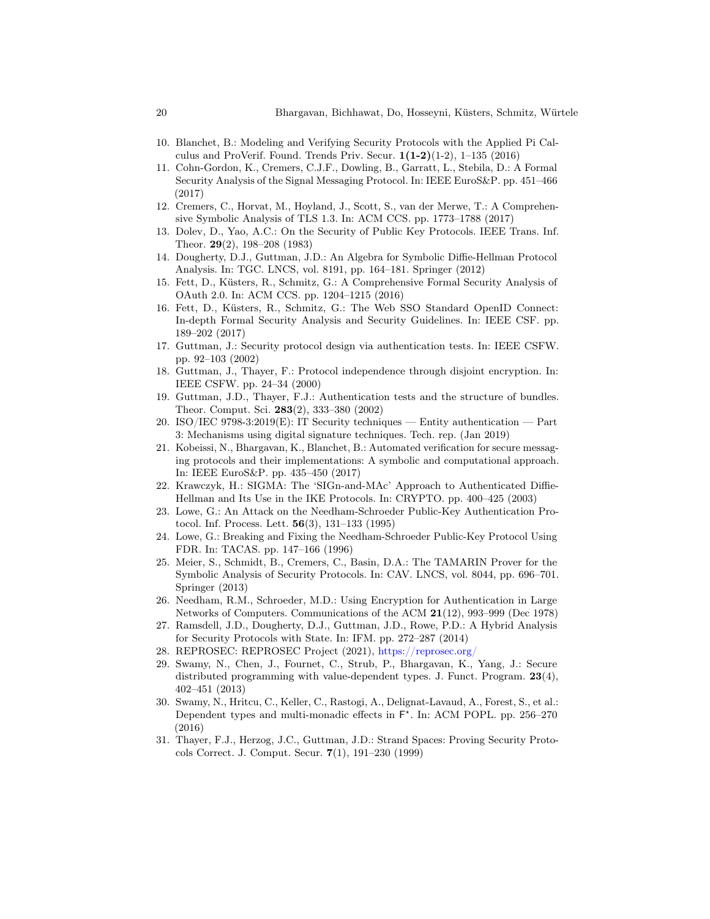10. Blanchet, B.: Modeling and Verifying Security Protocols with the Applied Pi Calculus and ProVerif. Found. Trends Priv. Secur. **1(1-2)**(1-2), 1–135 (2016)
11. Cohn-Gordon, K., Cremers, C.J.F., Dowling, B., Garratt, L., Stebila, D.: A Formal Security Analysis of the Signal Messaging Protocol. In: IEEE EuroS&P. pp. 451–466 (2017)
12. Cremers, C., Horvat, M., Hoyland, J., Scott, S., van der Merwe, T.: A Comprehensive Symbolic Analysis of TLS 1.3. In: ACM CCS. pp. 1773–1788 (2017)
13. Dolev, D., Yao, A.C.: On the Security of Public Key Protocols. IEEE Trans. Inf. Theor. **29**(2), 198–208 (1983)
14. Dougherty, D.J., Guttman, J.D.: An Algebra for Symbolic Diffie-Hellman Protocol Analysis. In: TGC. LNCS, vol. 8191, pp. 164–181. Springer (2012)
15. Fett, D., Küsters, R., Schmitz, G.: A Comprehensive Formal Security Analysis of OAuth 2.0. In: ACM CCS. pp. 1204–1215 (2016)
16. Fett, D., Küsters, R., Schmitz, G.: The Web SSO Standard OpenID Connect: In-depth Formal Security Analysis and Security Guidelines. In: IEEE CSF. pp. 189–202 (2017)
17. Guttman, J.: Security protocol design via authentication tests. In: IEEE CSFW. pp. 92–103 (2002)
18. Guttman, J., Thayer, F.: Protocol independence through disjoint encryption. In: IEEE CSFW. pp. 24–34 (2000)
19. Guttman, J.D., Thayer, F.J.: Authentication tests and the structure of bundles. Theor. Comput. Sci. **283**(2), 333–380 (2002)
20. ISO/IEC 9798-3:2019(E): IT Security techniques — Entity authentication — Part 3: Mechanisms using digital signature techniques. Tech. rep. (Jan 2019)
21. Kobeissi, N., Bhargavan, K., Blanchet, B.: Automated verification for secure messaging protocols and their implementations: A symbolic and computational approach. In: IEEE EuroS&P. pp. 435–450 (2017)
22. Krawczyk, H.: SIGMA: The 'SIGn-and-MAc' Approach to Authenticated Diffie-Hellman and Its Use in the IKE Protocols. In: CRYPTO. pp. 400–425 (2003)
23. Lowe, G.: An Attack on the Needham-Schroeder Public-Key Authentication Protocol. Inf. Process. Lett. **56**(3), 131–133 (1995)
24. Lowe, G.: Breaking and Fixing the Needham-Schroeder Public-Key Protocol Using FDR. In: TACAS. pp. 147–166 (1996)
25. Meier, S., Schmidt, B., Cremers, C., Basin, D.A.: The TAMARIN Prover for the Symbolic Analysis of Security Protocols. In: CAV. LNCS, vol. 8044, pp. 696–701. Springer (2013)
26. Needham, R.M., Schroeder, M.D.: Using Encryption for Authentication in Large Networks of Computers. Communications of the ACM **21**(12), 993–999 (Dec 1978)
27. Ramsdell, J.D., Dougherty, D.J., Guttman, J.D., Rowe, P.D.: A Hybrid Analysis for Security Protocols with State. In: IFM. pp. 272–287 (2014)
28. REPROSEC: REPROSEC Project (2021), https://reprosec.org/
29. Swamy, N., Chen, J., Fournet, C., Strub, P., Bhargavan, K., Yang, J.: Secure distributed programming with value-dependent types. J. Funct. Program. **23**(4), 402–451 (2013)
30. Swamy, N., Hritcu, C., Keller, C., Rastogi, A., Delignat-Lavaud, A., Forest, S., et al.: Dependent types and multi-monadic effects in $\mathsf{F}^\star$. In: ACM POPL. pp. 256–270 (2016)
31. Thayer, F.J., Herzog, J.C., Guttman, J.D.: Strand Spaces: Proving Security Protocols Correct. J. Comput. Secur. **7**(1), 191–230 (1999)